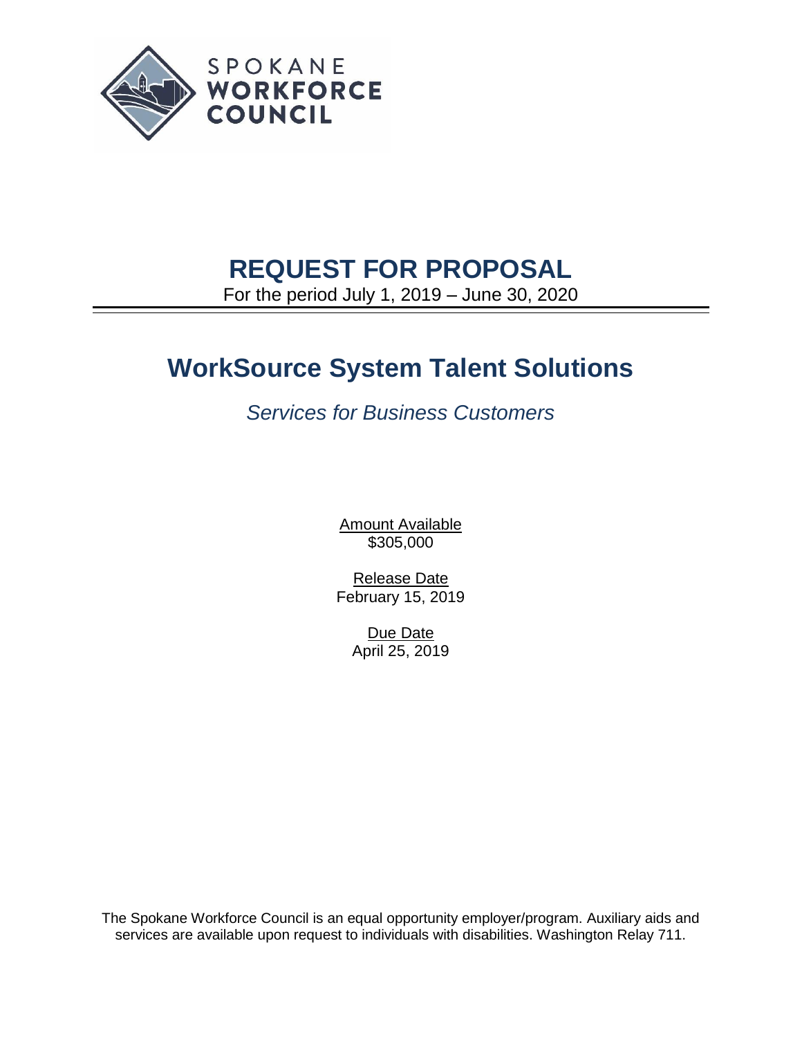SPOKANE
**WORKFORCE**
**COUNCIL**

# REQUEST FOR PROPOSAL

For the period July 1, 2019 – June 30, 2020

# WorkSource System Talent Solutions

*Services for Business Customers*

Amount Available
$305,000

Release Date
February 15, 2019

Due Date
April 25, 2019

The Spokane Workforce Council is an equal opportunity employer/program. Auxiliary aids and services are available upon request to individuals with disabilities. Washington Relay 711.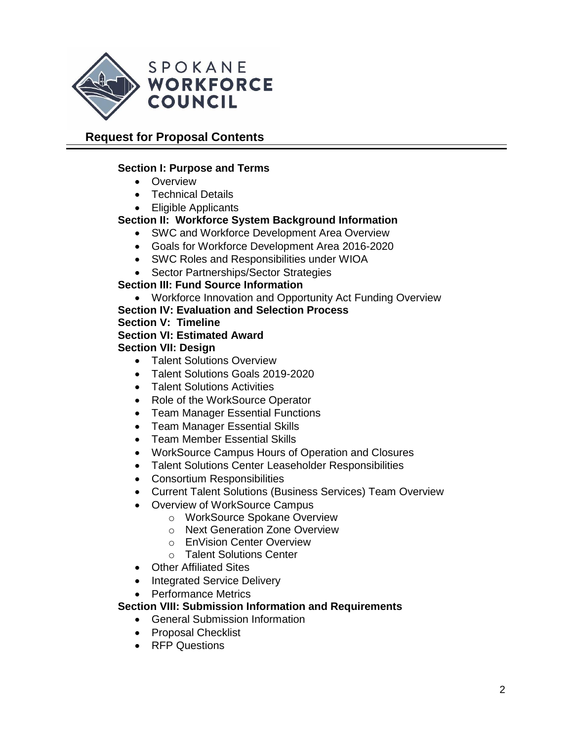SPOKANE
**WORKFORCE COUNCIL**

## Request for Proposal Contents

**Section I: Purpose and Terms**

- Overview
- Technical Details
- Eligible Applicants

**Section II: Workforce System Background Information**

- SWC and Workforce Development Area Overview
- Goals for Workforce Development Area 2016-2020
- SWC Roles and Responsibilities under WIOA
- Sector Partnerships/Sector Strategies

**Section III: Fund Source Information**

- Workforce Innovation and Opportunity Act Funding Overview

**Section IV: Evaluation and Selection Process**

**Section V: Timeline**

**Section VI: Estimated Award**

**Section VII: Design**

- Talent Solutions Overview
- Talent Solutions Goals 2019-2020
- Talent Solutions Activities
- Role of the WorkSource Operator
- Team Manager Essential Functions
- Team Manager Essential Skills
- Team Member Essential Skills
- WorkSource Campus Hours of Operation and Closures
- Talent Solutions Center Leaseholder Responsibilities
- Consortium Responsibilities
- Current Talent Solutions (Business Services) Team Overview
- Overview of WorkSource Campus
    - WorkSource Spokane Overview
    - Next Generation Zone Overview
    - EnVision Center Overview
    - Talent Solutions Center
- Other Affiliated Sites
- Integrated Service Delivery
- Performance Metrics

**Section VIII: Submission Information and Requirements**

- General Submission Information
- Proposal Checklist
- RFP Questions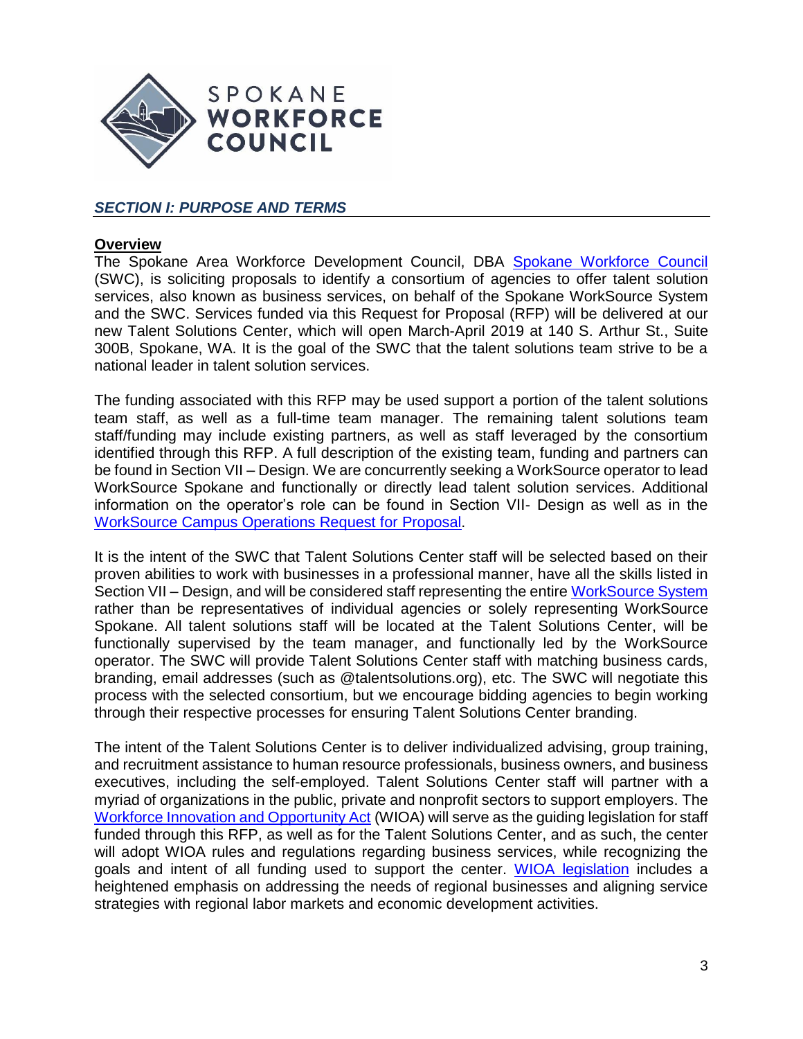## *SECTION I: PURPOSE AND TERMS*

### Overview

The Spokane Area Workforce Development Council, DBA Spokane Workforce Council (SWC), is soliciting proposals to identify a consortium of agencies to offer talent solution services, also known as business services, on behalf of the Spokane WorkSource System and the SWC. Services funded via this Request for Proposal (RFP) will be delivered at our new Talent Solutions Center, which will open March-April 2019 at 140 S. Arthur St., Suite 300B, Spokane, WA. It is the goal of the SWC that the talent solutions team strive to be a national leader in talent solution services.

The funding associated with this RFP may be used support a portion of the talent solutions team staff, as well as a full-time team manager. The remaining talent solutions team staff/funding may include existing partners, as well as staff leveraged by the consortium identified through this RFP. A full description of the existing team, funding and partners can be found in Section VII – Design. We are concurrently seeking a WorkSource operator to lead WorkSource Spokane and functionally or directly lead talent solution services. Additional information on the operator's role can be found in Section VII- Design as well as in the WorkSource Campus Operations Request for Proposal.

It is the intent of the SWC that Talent Solutions Center staff will be selected based on their proven abilities to work with businesses in a professional manner, have all the skills listed in Section VII – Design, and will be considered staff representing the entire WorkSource System rather than be representatives of individual agencies or solely representing WorkSource Spokane. All talent solutions staff will be located at the Talent Solutions Center, will be functionally supervised by the team manager, and functionally led by the WorkSource operator. The SWC will provide Talent Solutions Center staff with matching business cards, branding, email addresses (such as @talentsolutions.org), etc. The SWC will negotiate this process with the selected consortium, but we encourage bidding agencies to begin working through their respective processes for ensuring Talent Solutions Center branding.

The intent of the Talent Solutions Center is to deliver individualized advising, group training, and recruitment assistance to human resource professionals, business owners, and business executives, including the self-employed. Talent Solutions Center staff will partner with a myriad of organizations in the public, private and nonprofit sectors to support employers. The Workforce Innovation and Opportunity Act (WIOA) will serve as the guiding legislation for staff funded through this RFP, as well as for the Talent Solutions Center, and as such, the center will adopt WIOA rules and regulations regarding business services, while recognizing the goals and intent of all funding used to support the center. WIOA legislation includes a heightened emphasis on addressing the needs of regional businesses and aligning service strategies with regional labor markets and economic development activities.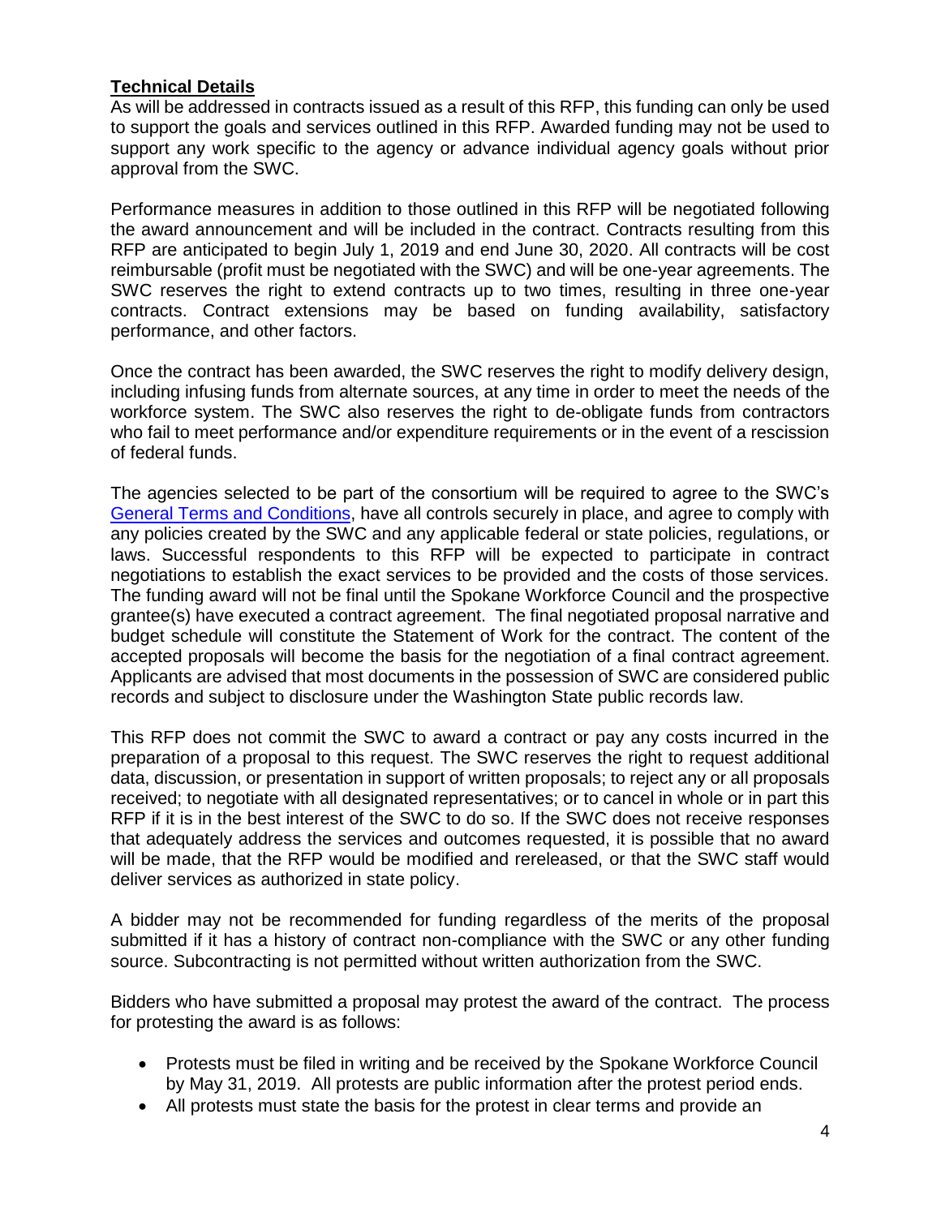## Technical Details

As will be addressed in contracts issued as a result of this RFP, this funding can only be used to support the goals and services outlined in this RFP. Awarded funding may not be used to support any work specific to the agency or advance individual agency goals without prior approval from the SWC.

Performance measures in addition to those outlined in this RFP will be negotiated following the award announcement and will be included in the contract. Contracts resulting from this RFP are anticipated to begin July 1, 2019 and end June 30, 2020. All contracts will be cost reimbursable (profit must be negotiated with the SWC) and will be one-year agreements. The SWC reserves the right to extend contracts up to two times, resulting in three one-year contracts. Contract extensions may be based on funding availability, satisfactory performance, and other factors.

Once the contract has been awarded, the SWC reserves the right to modify delivery design, including infusing funds from alternate sources, at any time in order to meet the needs of the workforce system. The SWC also reserves the right to de-obligate funds from contractors who fail to meet performance and/or expenditure requirements or in the event of a rescission of federal funds.

The agencies selected to be part of the consortium will be required to agree to the SWC's General Terms and Conditions, have all controls securely in place, and agree to comply with any policies created by the SWC and any applicable federal or state policies, regulations, or laws. Successful respondents to this RFP will be expected to participate in contract negotiations to establish the exact services to be provided and the costs of those services. The funding award will not be final until the Spokane Workforce Council and the prospective grantee(s) have executed a contract agreement. The final negotiated proposal narrative and budget schedule will constitute the Statement of Work for the contract. The content of the accepted proposals will become the basis for the negotiation of a final contract agreement. Applicants are advised that most documents in the possession of SWC are considered public records and subject to disclosure under the Washington State public records law.

This RFP does not commit the SWC to award a contract or pay any costs incurred in the preparation of a proposal to this request. The SWC reserves the right to request additional data, discussion, or presentation in support of written proposals; to reject any or all proposals received; to negotiate with all designated representatives; or to cancel in whole or in part this RFP if it is in the best interest of the SWC to do so. If the SWC does not receive responses that adequately address the services and outcomes requested, it is possible that no award will be made, that the RFP would be modified and rereleased, or that the SWC staff would deliver services as authorized in state policy.

A bidder may not be recommended for funding regardless of the merits of the proposal submitted if it has a history of contract non-compliance with the SWC or any other funding source. Subcontracting is not permitted without written authorization from the SWC.

Bidders who have submitted a proposal may protest the award of the contract. The process for protesting the award is as follows:

- Protests must be filed in writing and be received by the Spokane Workforce Council by May 31, 2019. All protests are public information after the protest period ends.
- All protests must state the basis for the protest in clear terms and provide an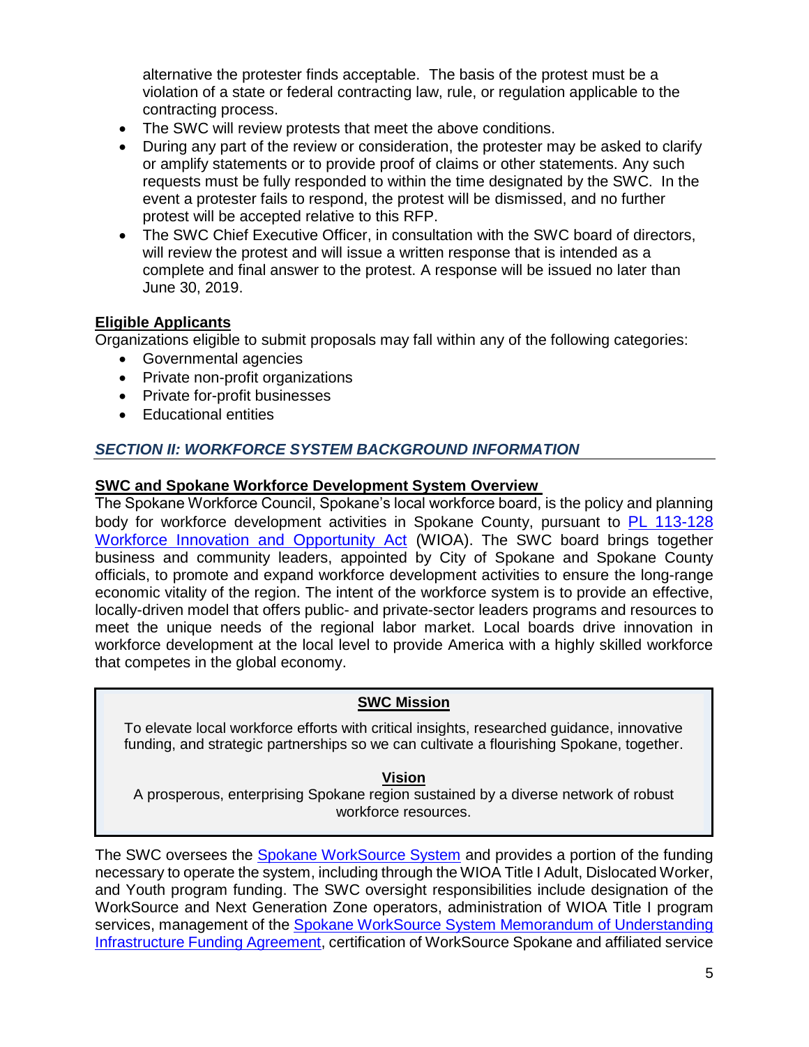alternative the protester finds acceptable. The basis of the protest must be a violation of a state or federal contracting law, rule, or regulation applicable to the contracting process.

- The SWC will review protests that meet the above conditions.
- During any part of the review or consideration, the protester may be asked to clarify or amplify statements or to provide proof of claims or other statements. Any such requests must be fully responded to within the time designated by the SWC. In the event a protester fails to respond, the protest will be dismissed, and no further protest will be accepted relative to this RFP.
- The SWC Chief Executive Officer, in consultation with the SWC board of directors, will review the protest and will issue a written response that is intended as a complete and final answer to the protest. A response will be issued no later than June 30, 2019.

**Eligible Applicants**

Organizations eligible to submit proposals may fall within any of the following categories:

- Governmental agencies
- Private non-profit organizations
- Private for-profit businesses
- Educational entities

## *SECTION II: WORKFORCE SYSTEM BACKGROUND INFORMATION*

**SWC and Spokane Workforce Development System Overview**

The Spokane Workforce Council, Spokane's local workforce board, is the policy and planning body for workforce development activities in Spokane County, pursuant to PL 113-128 Workforce Innovation and Opportunity Act (WIOA). The SWC board brings together business and community leaders, appointed by City of Spokane and Spokane County officials, to promote and expand workforce development activities to ensure the long-range economic vitality of the region. The intent of the workforce system is to provide an effective, locally-driven model that offers public- and private-sector leaders programs and resources to meet the unique needs of the regional labor market. Local boards drive innovation in workforce development at the local level to provide America with a highly skilled workforce that competes in the global economy.

> **SWC Mission**
>
> To elevate local workforce efforts with critical insights, researched guidance, innovative funding, and strategic partnerships so we can cultivate a flourishing Spokane, together.
>
> **Vision**
>
> A prosperous, enterprising Spokane region sustained by a diverse network of robust workforce resources.

The SWC oversees the Spokane WorkSource System and provides a portion of the funding necessary to operate the system, including through the WIOA Title I Adult, Dislocated Worker, and Youth program funding. The SWC oversight responsibilities include designation of the WorkSource and Next Generation Zone operators, administration of WIOA Title I program services, management of the Spokane WorkSource System Memorandum of Understanding Infrastructure Funding Agreement, certification of WorkSource Spokane and affiliated service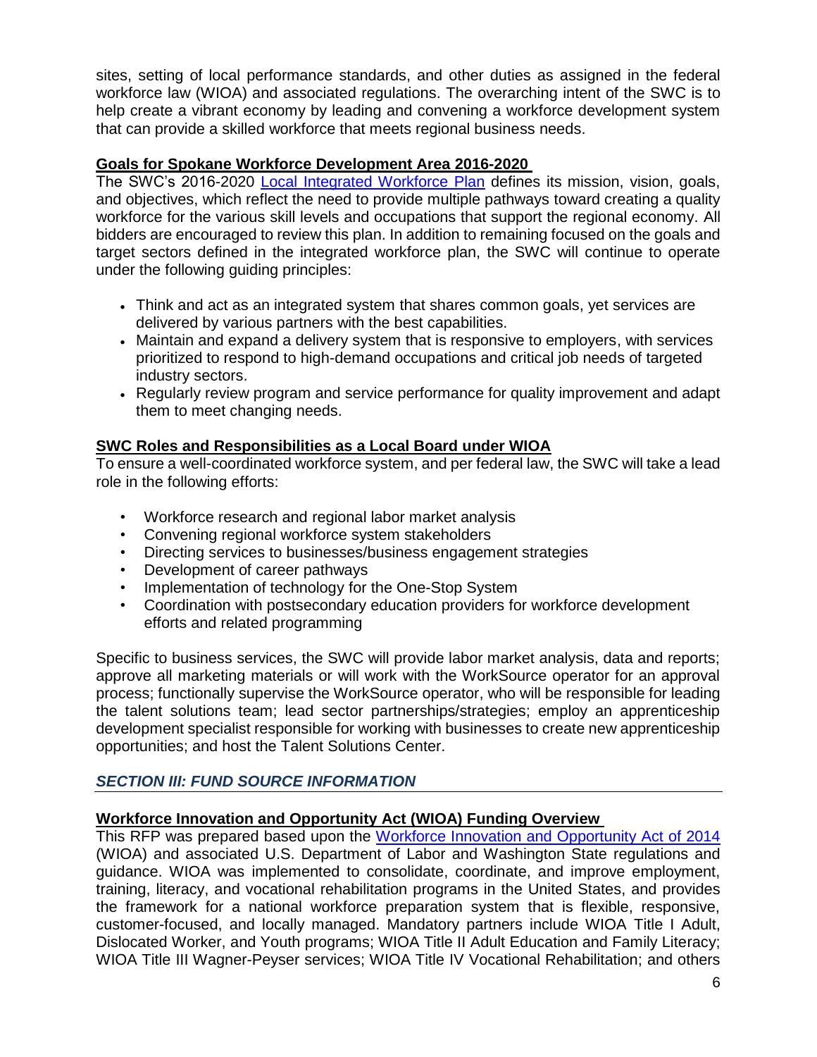sites, setting of local performance standards, and other duties as assigned in the federal workforce law (WIOA) and associated regulations. The overarching intent of the SWC is to help create a vibrant economy by leading and convening a workforce development system that can provide a skilled workforce that meets regional business needs.

**Goals for Spokane Workforce Development Area 2016-2020**

The SWC's 2016-2020 [Local Integrated Workforce Plan]() defines its mission, vision, goals, and objectives, which reflect the need to provide multiple pathways toward creating a quality workforce for the various skill levels and occupations that support the regional economy. All bidders are encouraged to review this plan. In addition to remaining focused on the goals and target sectors defined in the integrated workforce plan, the SWC will continue to operate under the following guiding principles:

- Think and act as an integrated system that shares common goals, yet services are delivered by various partners with the best capabilities.
- Maintain and expand a delivery system that is responsive to employers, with services prioritized to respond to high-demand occupations and critical job needs of targeted industry sectors.
- Regularly review program and service performance for quality improvement and adapt them to meet changing needs.

**SWC Roles and Responsibilities as a Local Board under WIOA**

To ensure a well-coordinated workforce system, and per federal law, the SWC will take a lead role in the following efforts:

- Workforce research and regional labor market analysis
- Convening regional workforce system stakeholders
- Directing services to businesses/business engagement strategies
- Development of career pathways
- Implementation of technology for the One-Stop System
- Coordination with postsecondary education providers for workforce development efforts and related programming

Specific to business services, the SWC will provide labor market analysis, data and reports; approve all marketing materials or will work with the WorkSource operator for an approval process; functionally supervise the WorkSource operator, who will be responsible for leading the talent solutions team; lead sector partnerships/strategies; employ an apprenticeship development specialist responsible for working with businesses to create new apprenticeship opportunities; and host the Talent Solutions Center.

## *SECTION III: FUND SOURCE INFORMATION*

**Workforce Innovation and Opportunity Act (WIOA) Funding Overview**

This RFP was prepared based upon the [Workforce Innovation and Opportunity Act of 2014]() (WIOA) and associated U.S. Department of Labor and Washington State regulations and guidance. WIOA was implemented to consolidate, coordinate, and improve employment, training, literacy, and vocational rehabilitation programs in the United States, and provides the framework for a national workforce preparation system that is flexible, responsive, customer-focused, and locally managed. Mandatory partners include WIOA Title I Adult, Dislocated Worker, and Youth programs; WIOA Title II Adult Education and Family Literacy; WIOA Title III Wagner-Peyser services; WIOA Title IV Vocational Rehabilitation; and others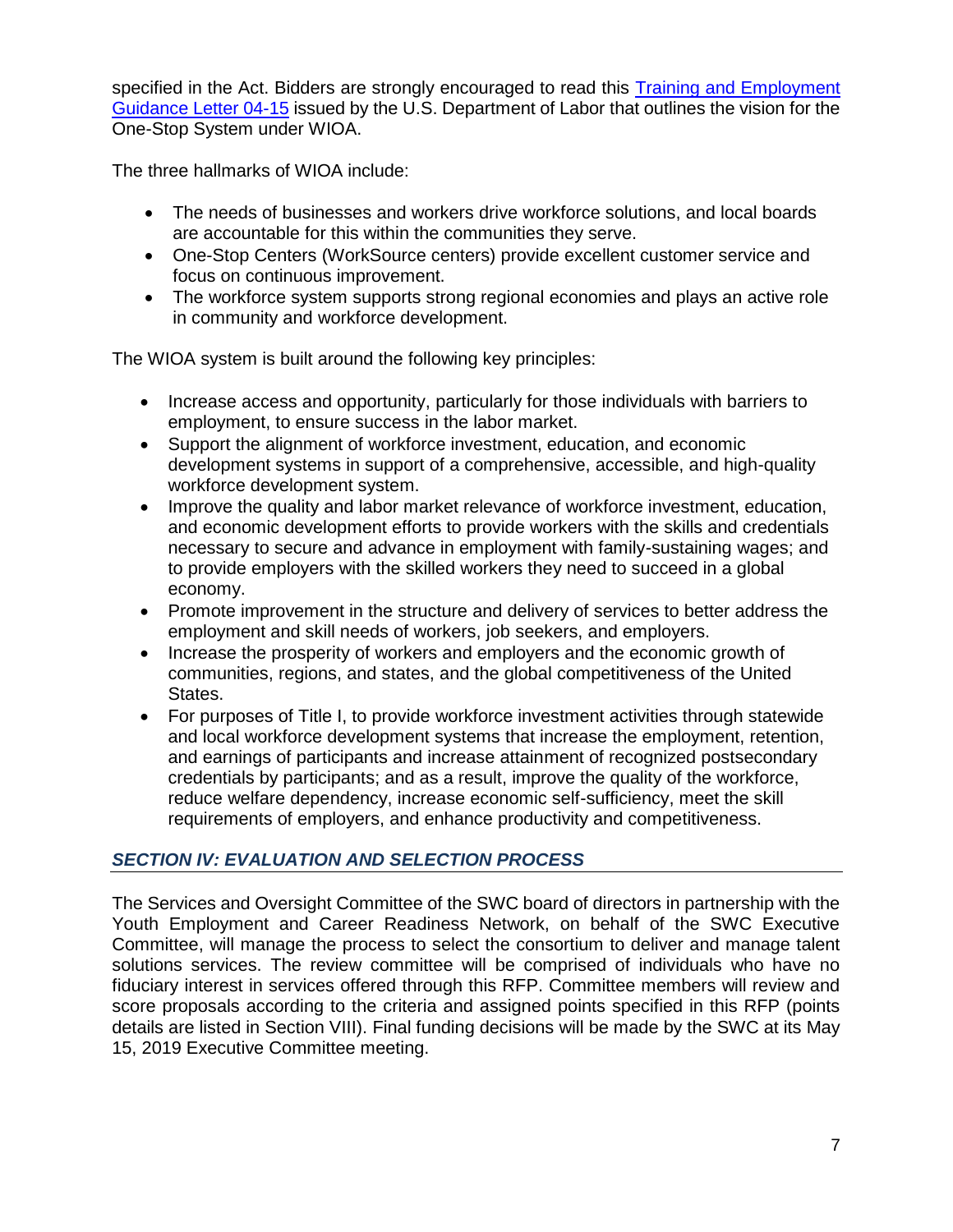specified in the Act. Bidders are strongly encouraged to read this [Training and Employment Guidance Letter 04-15] issued by the U.S. Department of Labor that outlines the vision for the One-Stop System under WIOA.

The three hallmarks of WIOA include:

- The needs of businesses and workers drive workforce solutions, and local boards are accountable for this within the communities they serve.
- One-Stop Centers (WorkSource centers) provide excellent customer service and focus on continuous improvement.
- The workforce system supports strong regional economies and plays an active role in community and workforce development.

The WIOA system is built around the following key principles:

- Increase access and opportunity, particularly for those individuals with barriers to employment, to ensure success in the labor market.
- Support the alignment of workforce investment, education, and economic development systems in support of a comprehensive, accessible, and high-quality workforce development system.
- Improve the quality and labor market relevance of workforce investment, education, and economic development efforts to provide workers with the skills and credentials necessary to secure and advance in employment with family-sustaining wages; and to provide employers with the skilled workers they need to succeed in a global economy.
- Promote improvement in the structure and delivery of services to better address the employment and skill needs of workers, job seekers, and employers.
- Increase the prosperity of workers and employers and the economic growth of communities, regions, and states, and the global competitiveness of the United States.
- For purposes of Title I, to provide workforce investment activities through statewide and local workforce development systems that increase the employment, retention, and earnings of participants and increase attainment of recognized postsecondary credentials by participants; and as a result, improve the quality of the workforce, reduce welfare dependency, increase economic self-sufficiency, meet the skill requirements of employers, and enhance productivity and competitiveness.

## *SECTION IV: EVALUATION AND SELECTION PROCESS*

The Services and Oversight Committee of the SWC board of directors in partnership with the Youth Employment and Career Readiness Network, on behalf of the SWC Executive Committee, will manage the process to select the consortium to deliver and manage talent solutions services. The review committee will be comprised of individuals who have no fiduciary interest in services offered through this RFP. Committee members will review and score proposals according to the criteria and assigned points specified in this RFP (points details are listed in Section VIII). Final funding decisions will be made by the SWC at its May 15, 2019 Executive Committee meeting.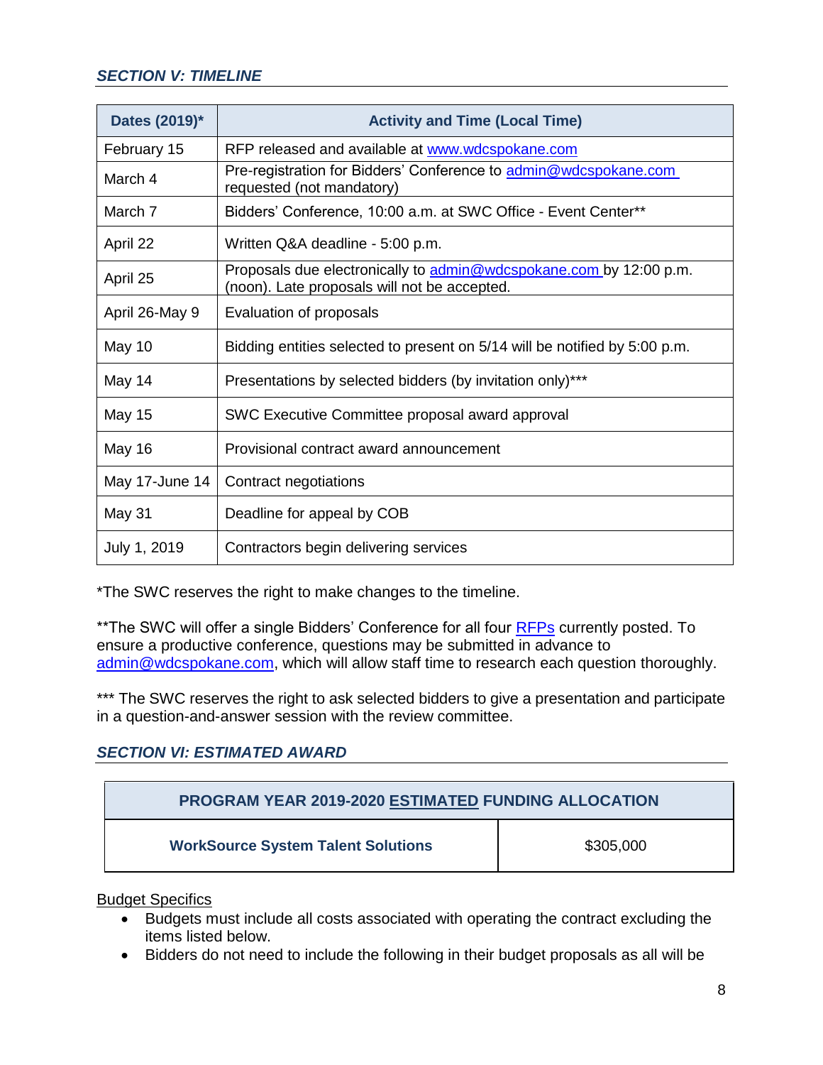## *SECTION V: TIMELINE*

| Dates (2019)* | Activity and Time (Local Time) |
|---|---|
| February 15 | RFP released and available at www.wdcspokane.com |
| March 4 | Pre-registration for Bidders' Conference to admin@wdcspokane.com requested (not mandatory) |
| March 7 | Bidders' Conference, 10:00 a.m. at SWC Office - Event Center** |
| April 22 | Written Q&A deadline - 5:00 p.m. |
| April 25 | Proposals due electronically to admin@wdcspokane.com by 12:00 p.m. (noon). Late proposals will not be accepted. |
| April 26-May 9 | Evaluation of proposals |
| May 10 | Bidding entities selected to present on 5/14 will be notified by 5:00 p.m. |
| May 14 | Presentations by selected bidders (by invitation only)*** |
| May 15 | SWC Executive Committee proposal award approval |
| May 16 | Provisional contract award announcement |
| May 17-June 14 | Contract negotiations |
| May 31 | Deadline for appeal by COB |
| July 1, 2019 | Contractors begin delivering services |

*The SWC reserves the right to make changes to the timeline.

**The SWC will offer a single Bidders' Conference for all four RFPs currently posted. To ensure a productive conference, questions may be submitted in advance to admin@wdcspokane.com, which will allow staff time to research each question thoroughly.

*** The SWC reserves the right to ask selected bidders to give a presentation and participate in a question-and-answer session with the review committee.

## *SECTION VI: ESTIMATED AWARD*

| PROGRAM YEAR 2019-2020 ESTIMATED FUNDING ALLOCATION | |
|---|---|
| **WorkSource System Talent Solutions** | $305,000 |

Budget Specifics

- Budgets must include all costs associated with operating the contract excluding the items listed below.
- Bidders do not need to include the following in their budget proposals as all will be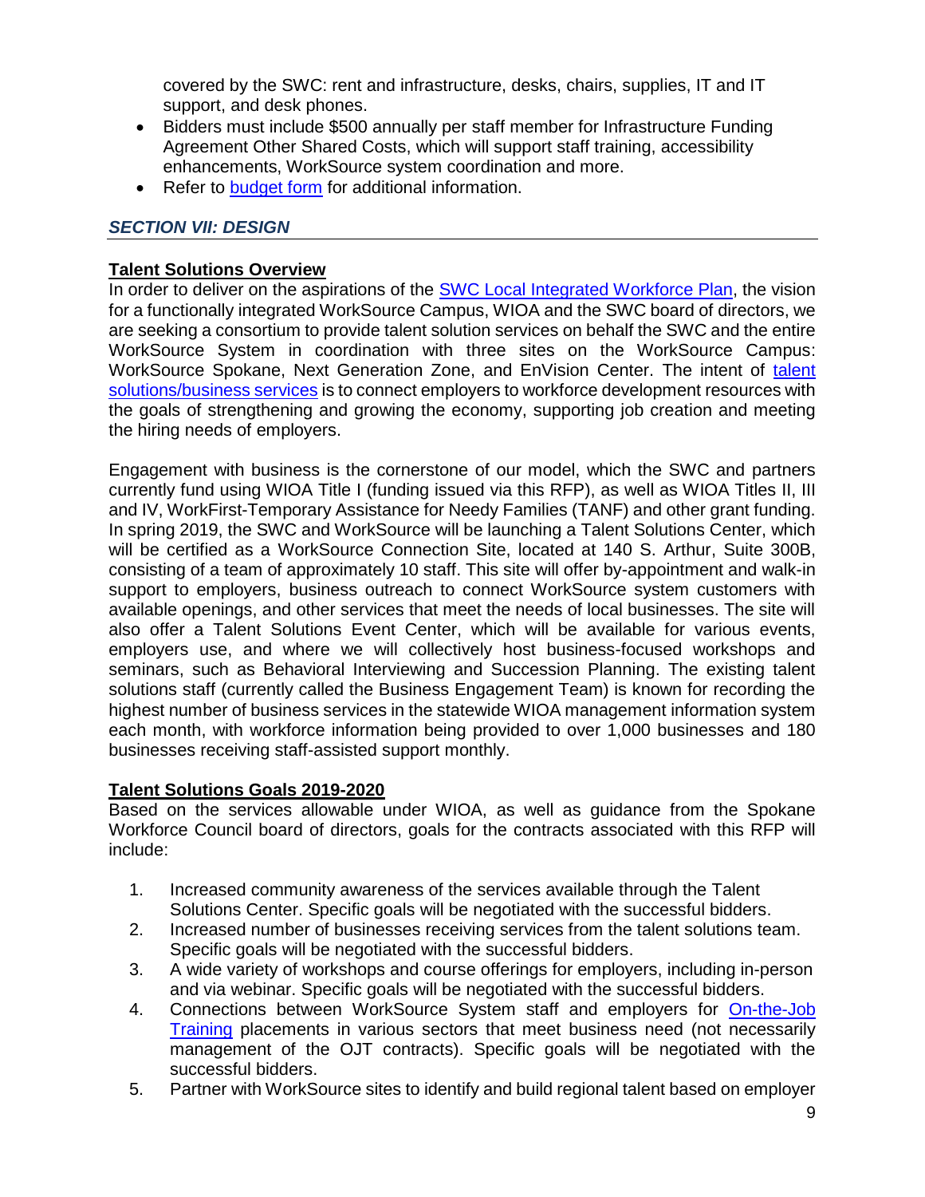covered by the SWC: rent and infrastructure, desks, chairs, supplies, IT and IT support, and desk phones.

- Bidders must include $500 annually per staff member for Infrastructure Funding Agreement Other Shared Costs, which will support staff training, accessibility enhancements, WorkSource system coordination and more.
- Refer to budget form for additional information.

## *SECTION VII: DESIGN*

**Talent Solutions Overview**

In order to deliver on the aspirations of the SWC Local Integrated Workforce Plan, the vision for a functionally integrated WorkSource Campus, WIOA and the SWC board of directors, we are seeking a consortium to provide talent solution services on behalf the SWC and the entire WorkSource System in coordination with three sites on the WorkSource Campus: WorkSource Spokane, Next Generation Zone, and EnVision Center. The intent of talent solutions/business services is to connect employers to workforce development resources with the goals of strengthening and growing the economy, supporting job creation and meeting the hiring needs of employers.

Engagement with business is the cornerstone of our model, which the SWC and partners currently fund using WIOA Title I (funding issued via this RFP), as well as WIOA Titles II, III and IV, WorkFirst-Temporary Assistance for Needy Families (TANF) and other grant funding. In spring 2019, the SWC and WorkSource will be launching a Talent Solutions Center, which will be certified as a WorkSource Connection Site, located at 140 S. Arthur, Suite 300B, consisting of a team of approximately 10 staff. This site will offer by-appointment and walk-in support to employers, business outreach to connect WorkSource system customers with available openings, and other services that meet the needs of local businesses. The site will also offer a Talent Solutions Event Center, which will be available for various events, employers use, and where we will collectively host business-focused workshops and seminars, such as Behavioral Interviewing and Succession Planning. The existing talent solutions staff (currently called the Business Engagement Team) is known for recording the highest number of business services in the statewide WIOA management information system each month, with workforce information being provided to over 1,000 businesses and 180 businesses receiving staff-assisted support monthly.

**Talent Solutions Goals 2019-2020**

Based on the services allowable under WIOA, as well as guidance from the Spokane Workforce Council board of directors, goals for the contracts associated with this RFP will include:

1. Increased community awareness of the services available through the Talent Solutions Center. Specific goals will be negotiated with the successful bidders.
2. Increased number of businesses receiving services from the talent solutions team. Specific goals will be negotiated with the successful bidders.
3. A wide variety of workshops and course offerings for employers, including in-person and via webinar. Specific goals will be negotiated with the successful bidders.
4. Connections between WorkSource System staff and employers for On-the-Job Training placements in various sectors that meet business need (not necessarily management of the OJT contracts). Specific goals will be negotiated with the successful bidders.
5. Partner with WorkSource sites to identify and build regional talent based on employer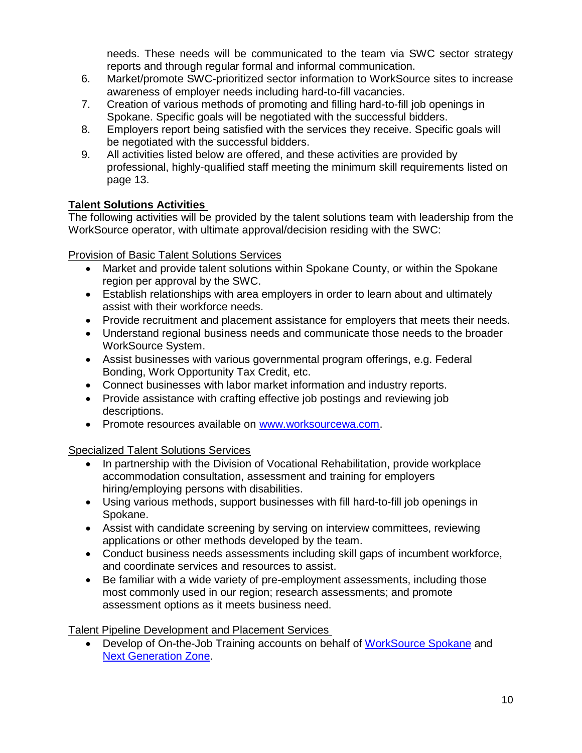needs. These needs will be communicated to the team via SWC sector strategy reports and through regular formal and informal communication.

6. Market/promote SWC-prioritized sector information to WorkSource sites to increase awareness of employer needs including hard-to-fill vacancies.
7. Creation of various methods of promoting and filling hard-to-fill job openings in Spokane. Specific goals will be negotiated with the successful bidders.
8. Employers report being satisfied with the services they receive. Specific goals will be negotiated with the successful bidders.
9. All activities listed below are offered, and these activities are provided by professional, highly-qualified staff meeting the minimum skill requirements listed on page 13.

**Talent Solutions Activities**

The following activities will be provided by the talent solutions team with leadership from the WorkSource operator, with ultimate approval/decision residing with the SWC:

Provision of Basic Talent Solutions Services

- Market and provide talent solutions within Spokane County, or within the Spokane region per approval by the SWC.
- Establish relationships with area employers in order to learn about and ultimately assist with their workforce needs.
- Provide recruitment and placement assistance for employers that meets their needs.
- Understand regional business needs and communicate those needs to the broader WorkSource System.
- Assist businesses with various governmental program offerings, e.g. Federal Bonding, Work Opportunity Tax Credit, etc.
- Connect businesses with labor market information and industry reports.
- Provide assistance with crafting effective job postings and reviewing job descriptions.
- Promote resources available on [www.worksourcewa.com](http://www.worksourcewa.com).

Specialized Talent Solutions Services

- In partnership with the Division of Vocational Rehabilitation, provide workplace accommodation consultation, assessment and training for employers hiring/employing persons with disabilities.
- Using various methods, support businesses with fill hard-to-fill job openings in Spokane.
- Assist with candidate screening by serving on interview committees, reviewing applications or other methods developed by the team.
- Conduct business needs assessments including skill gaps of incumbent workforce, and coordinate services and resources to assist.
- Be familiar with a wide variety of pre-employment assessments, including those most commonly used in our region; research assessments; and promote assessment options as it meets business need.

Talent Pipeline Development and Placement Services

- Develop of On-the-Job Training accounts on behalf of WorkSource Spokane and Next Generation Zone.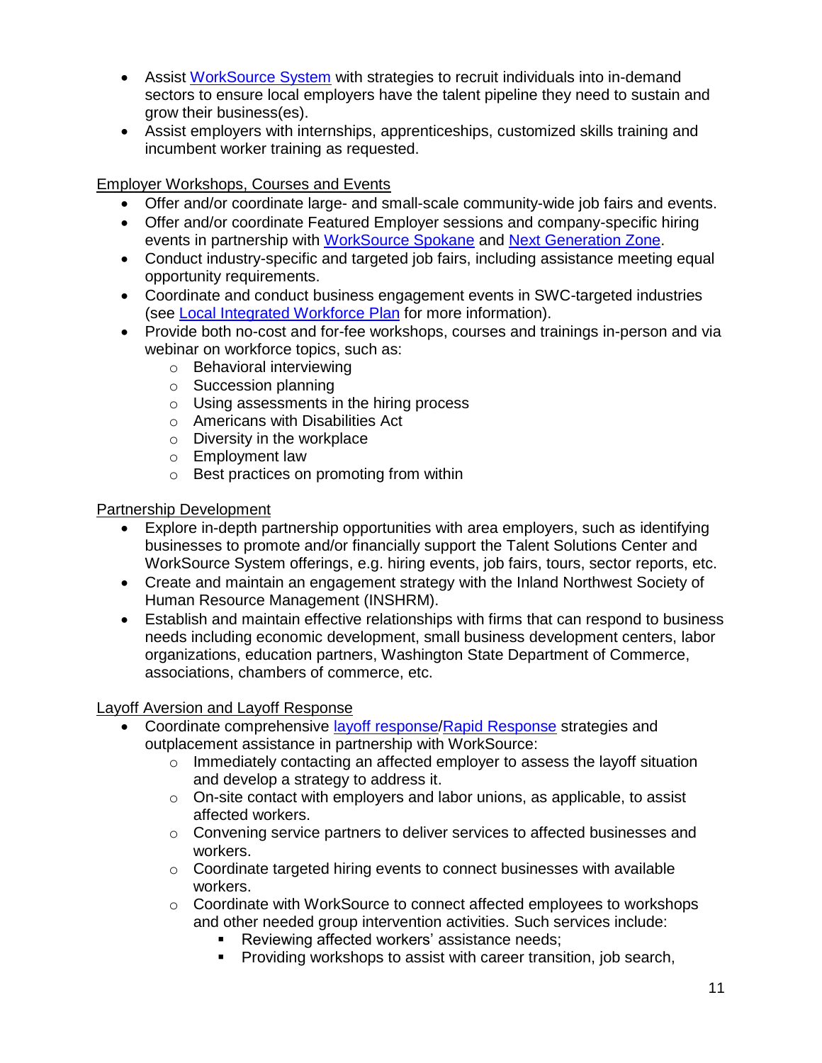- Assist WorkSource System with strategies to recruit individuals into in-demand sectors to ensure local employers have the talent pipeline they need to sustain and grow their business(es).
- Assist employers with internships, apprenticeships, customized skills training and incumbent worker training as requested.

Employer Workshops, Courses and Events

- Offer and/or coordinate large- and small-scale community-wide job fairs and events.
- Offer and/or coordinate Featured Employer sessions and company-specific hiring events in partnership with WorkSource Spokane and Next Generation Zone.
- Conduct industry-specific and targeted job fairs, including assistance meeting equal opportunity requirements.
- Coordinate and conduct business engagement events in SWC-targeted industries (see Local Integrated Workforce Plan for more information).
- Provide both no-cost and for-fee workshops, courses and trainings in-person and via webinar on workforce topics, such as:
    - Behavioral interviewing
    - Succession planning
    - Using assessments in the hiring process
    - Americans with Disabilities Act
    - Diversity in the workplace
    - Employment law
    - Best practices on promoting from within

Partnership Development

- Explore in-depth partnership opportunities with area employers, such as identifying businesses to promote and/or financially support the Talent Solutions Center and WorkSource System offerings, e.g. hiring events, job fairs, tours, sector reports, etc.
- Create and maintain an engagement strategy with the Inland Northwest Society of Human Resource Management (INSHRM).
- Establish and maintain effective relationships with firms that can respond to business needs including economic development, small business development centers, labor organizations, education partners, Washington State Department of Commerce, associations, chambers of commerce, etc.

Layoff Aversion and Layoff Response

- Coordinate comprehensive layoff response/Rapid Response strategies and outplacement assistance in partnership with WorkSource:
    - Immediately contacting an affected employer to assess the layoff situation and develop a strategy to address it.
    - On-site contact with employers and labor unions, as applicable, to assist affected workers.
    - Convening service partners to deliver services to affected businesses and workers.
    - Coordinate targeted hiring events to connect businesses with available workers.
    - Coordinate with WorkSource to connect affected employees to workshops and other needed group intervention activities. Such services include:
        - Reviewing affected workers' assistance needs;
        - Providing workshops to assist with career transition, job search,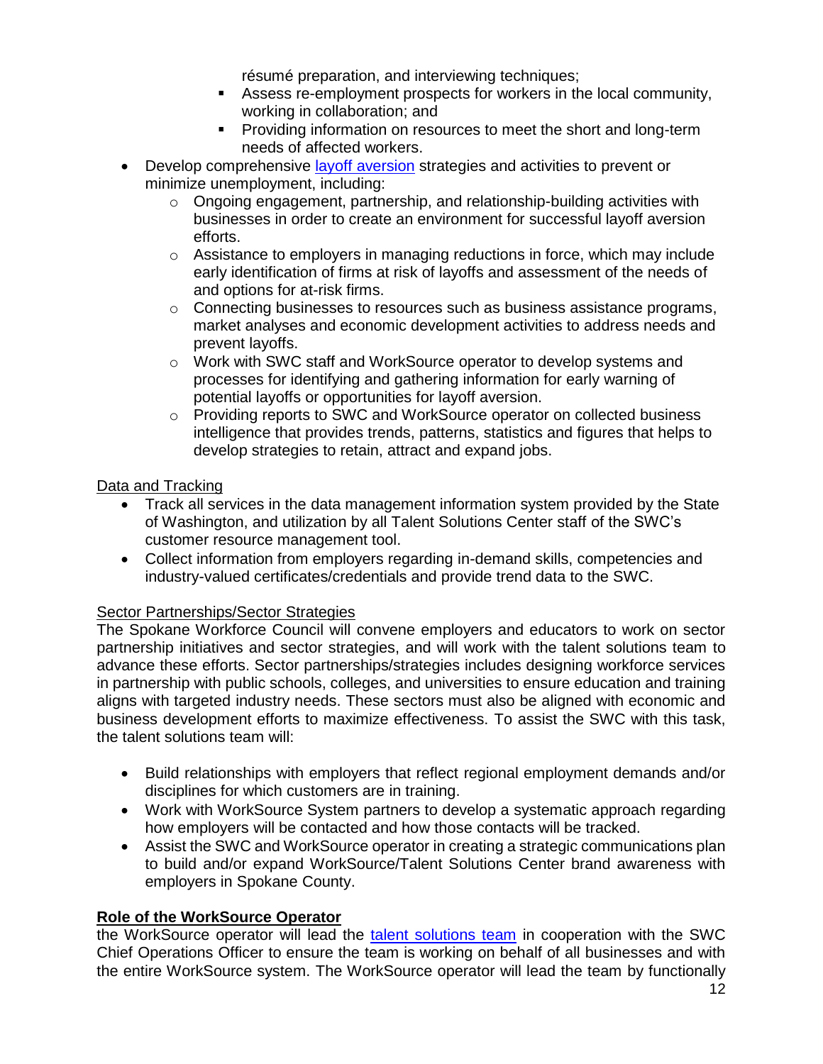résumé preparation, and interviewing techniques;
    - Assess re-employment prospects for workers in the local community, working in collaboration; and
    - Providing information on resources to meet the short and long-term needs of affected workers.
- Develop comprehensive layoff aversion strategies and activities to prevent or minimize unemployment, including:
    - Ongoing engagement, partnership, and relationship-building activities with businesses in order to create an environment for successful layoff aversion efforts.
    - Assistance to employers in managing reductions in force, which may include early identification of firms at risk of layoffs and assessment of the needs of and options for at-risk firms.
    - Connecting businesses to resources such as business assistance programs, market analyses and economic development activities to address needs and prevent layoffs.
    - Work with SWC staff and WorkSource operator to develop systems and processes for identifying and gathering information for early warning of potential layoffs or opportunities for layoff aversion.
    - Providing reports to SWC and WorkSource operator on collected business intelligence that provides trends, patterns, statistics and figures that helps to develop strategies to retain, attract and expand jobs.

Data and Tracking

- Track all services in the data management information system provided by the State of Washington, and utilization by all Talent Solutions Center staff of the SWC's customer resource management tool.
- Collect information from employers regarding in-demand skills, competencies and industry-valued certificates/credentials and provide trend data to the SWC.

Sector Partnerships/Sector Strategies

The Spokane Workforce Council will convene employers and educators to work on sector partnership initiatives and sector strategies, and will work with the talent solutions team to advance these efforts. Sector partnerships/strategies includes designing workforce services in partnership with public schools, colleges, and universities to ensure education and training aligns with targeted industry needs. These sectors must also be aligned with economic and business development efforts to maximize effectiveness. To assist the SWC with this task, the talent solutions team will:

- Build relationships with employers that reflect regional employment demands and/or disciplines for which customers are in training.
- Work with WorkSource System partners to develop a systematic approach regarding how employers will be contacted and how those contacts will be tracked.
- Assist the SWC and WorkSource operator in creating a strategic communications plan to build and/or expand WorkSource/Talent Solutions Center brand awareness with employers in Spokane County.

**Role of the WorkSource Operator**

the WorkSource operator will lead the talent solutions team in cooperation with the SWC Chief Operations Officer to ensure the team is working on behalf of all businesses and with the entire WorkSource system. The WorkSource operator will lead the team by functionally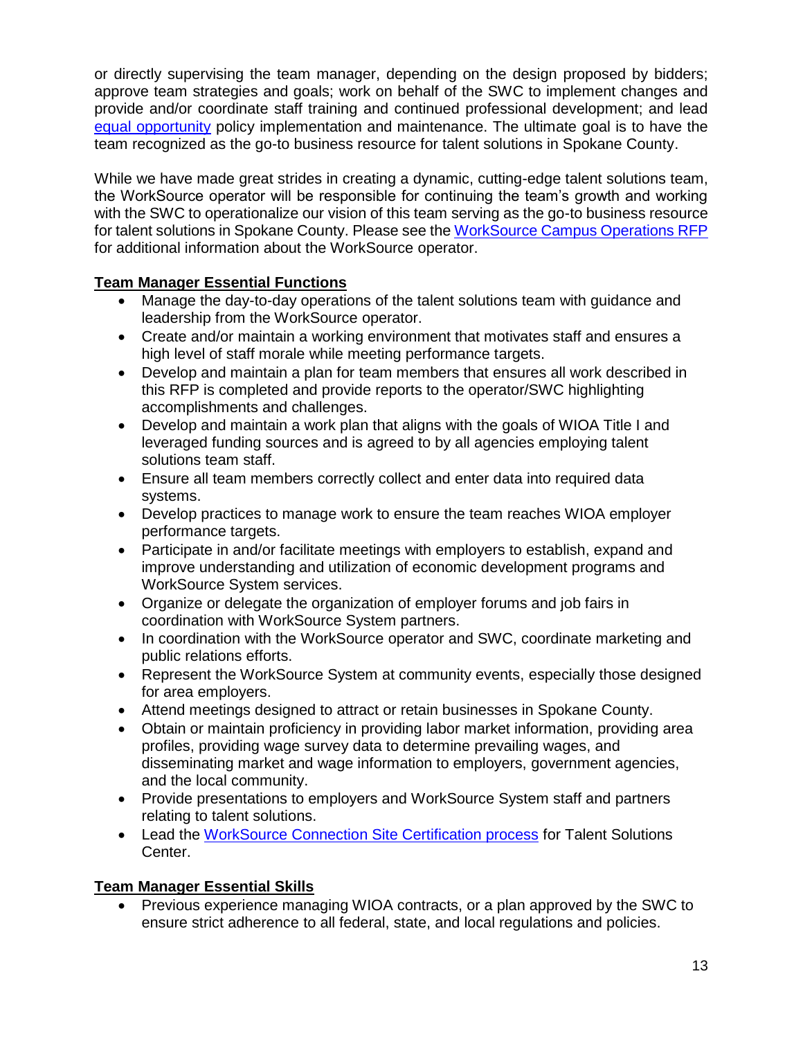or directly supervising the team manager, depending on the design proposed by bidders; approve team strategies and goals; work on behalf of the SWC to implement changes and provide and/or coordinate staff training and continued professional development; and lead equal opportunity policy implementation and maintenance. The ultimate goal is to have the team recognized as the go-to business resource for talent solutions in Spokane County.

While we have made great strides in creating a dynamic, cutting-edge talent solutions team, the WorkSource operator will be responsible for continuing the team's growth and working with the SWC to operationalize our vision of this team serving as the go-to business resource for talent solutions in Spokane County. Please see the WorkSource Campus Operations RFP for additional information about the WorkSource operator.

**Team Manager Essential Functions**

- Manage the day-to-day operations of the talent solutions team with guidance and leadership from the WorkSource operator.
- Create and/or maintain a working environment that motivates staff and ensures a high level of staff morale while meeting performance targets.
- Develop and maintain a plan for team members that ensures all work described in this RFP is completed and provide reports to the operator/SWC highlighting accomplishments and challenges.
- Develop and maintain a work plan that aligns with the goals of WIOA Title I and leveraged funding sources and is agreed to by all agencies employing talent solutions team staff.
- Ensure all team members correctly collect and enter data into required data systems.
- Develop practices to manage work to ensure the team reaches WIOA employer performance targets.
- Participate in and/or facilitate meetings with employers to establish, expand and improve understanding and utilization of economic development programs and WorkSource System services.
- Organize or delegate the organization of employer forums and job fairs in coordination with WorkSource System partners.
- In coordination with the WorkSource operator and SWC, coordinate marketing and public relations efforts.
- Represent the WorkSource System at community events, especially those designed for area employers.
- Attend meetings designed to attract or retain businesses in Spokane County.
- Obtain or maintain proficiency in providing labor market information, providing area profiles, providing wage survey data to determine prevailing wages, and disseminating market and wage information to employers, government agencies, and the local community.
- Provide presentations to employers and WorkSource System staff and partners relating to talent solutions.
- Lead the WorkSource Connection Site Certification process for Talent Solutions Center.

**Team Manager Essential Skills**

- Previous experience managing WIOA contracts, or a plan approved by the SWC to ensure strict adherence to all federal, state, and local regulations and policies.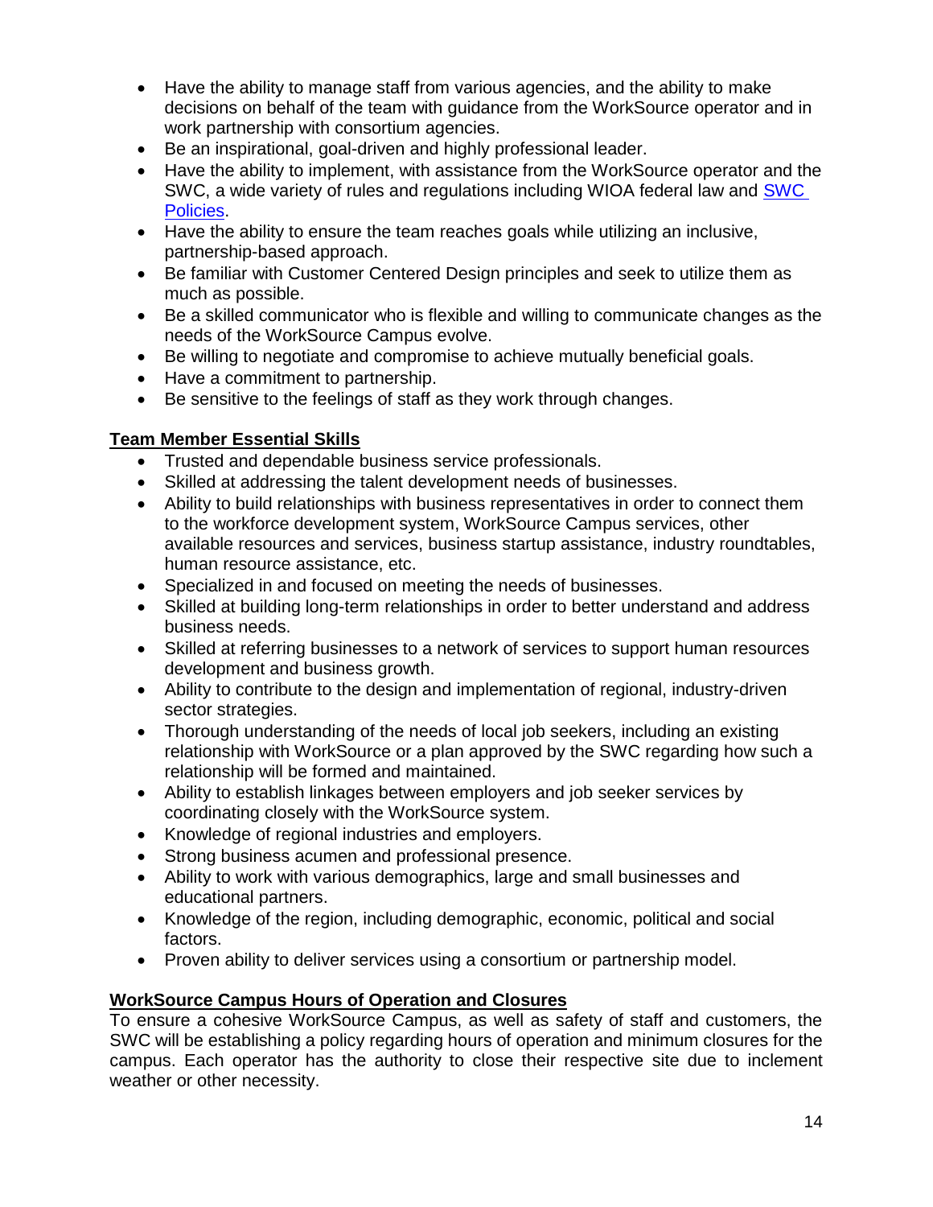- Have the ability to manage staff from various agencies, and the ability to make decisions on behalf of the team with guidance from the WorkSource operator and in work partnership with consortium agencies.
- Be an inspirational, goal-driven and highly professional leader.
- Have the ability to implement, with assistance from the WorkSource operator and the SWC, a wide variety of rules and regulations including WIOA federal law and [SWC Policies](SWC Policies).
- Have the ability to ensure the team reaches goals while utilizing an inclusive, partnership-based approach.
- Be familiar with Customer Centered Design principles and seek to utilize them as much as possible.
- Be a skilled communicator who is flexible and willing to communicate changes as the needs of the WorkSource Campus evolve.
- Be willing to negotiate and compromise to achieve mutually beneficial goals.
- Have a commitment to partnership.
- Be sensitive to the feelings of staff as they work through changes.

**Team Member Essential Skills**

- Trusted and dependable business service professionals.
- Skilled at addressing the talent development needs of businesses.
- Ability to build relationships with business representatives in order to connect them to the workforce development system, WorkSource Campus services, other available resources and services, business startup assistance, industry roundtables, human resource assistance, etc.
- Specialized in and focused on meeting the needs of businesses.
- Skilled at building long-term relationships in order to better understand and address business needs.
- Skilled at referring businesses to a network of services to support human resources development and business growth.
- Ability to contribute to the design and implementation of regional, industry-driven sector strategies.
- Thorough understanding of the needs of local job seekers, including an existing relationship with WorkSource or a plan approved by the SWC regarding how such a relationship will be formed and maintained.
- Ability to establish linkages between employers and job seeker services by coordinating closely with the WorkSource system.
- Knowledge of regional industries and employers.
- Strong business acumen and professional presence.
- Ability to work with various demographics, large and small businesses and educational partners.
- Knowledge of the region, including demographic, economic, political and social factors.
- Proven ability to deliver services using a consortium or partnership model.

**WorkSource Campus Hours of Operation and Closures**

To ensure a cohesive WorkSource Campus, as well as safety of staff and customers, the SWC will be establishing a policy regarding hours of operation and minimum closures for the campus. Each operator has the authority to close their respective site due to inclement weather or other necessity.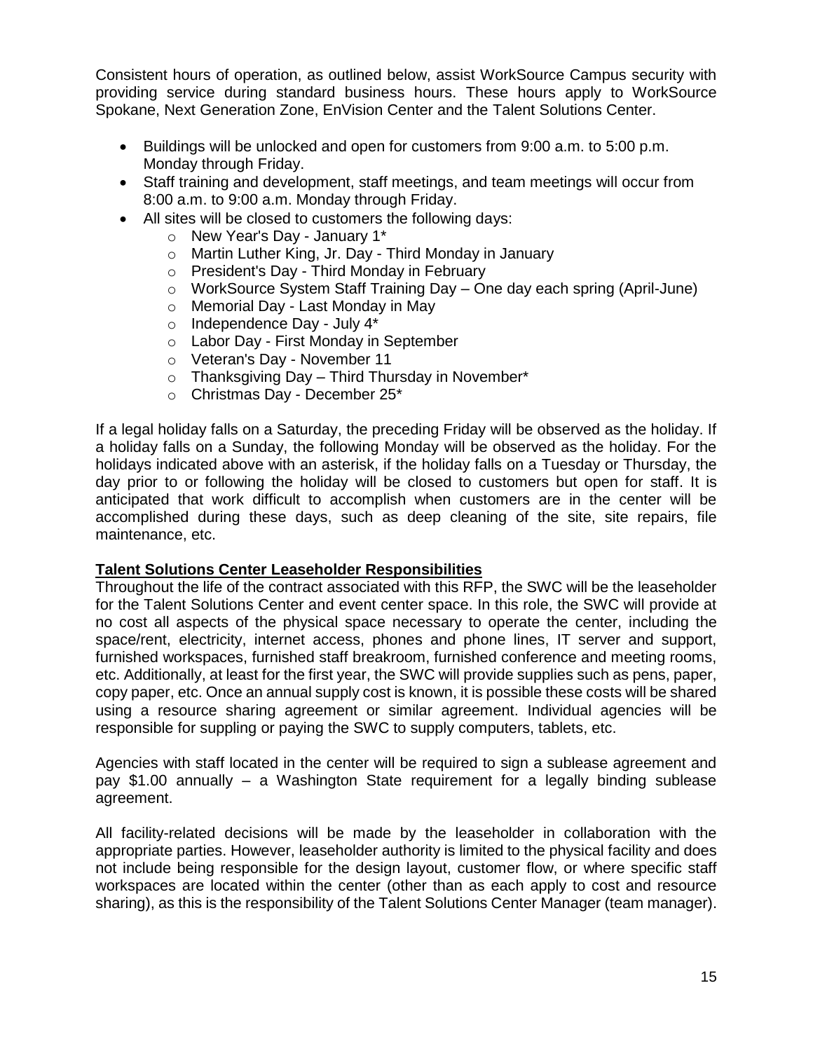Consistent hours of operation, as outlined below, assist WorkSource Campus security with providing service during standard business hours. These hours apply to WorkSource Spokane, Next Generation Zone, EnVision Center and the Talent Solutions Center.

- Buildings will be unlocked and open for customers from 9:00 a.m. to 5:00 p.m. Monday through Friday.
- Staff training and development, staff meetings, and team meetings will occur from 8:00 a.m. to 9:00 a.m. Monday through Friday.
- All sites will be closed to customers the following days:
    - New Year's Day - January 1*
    - Martin Luther King, Jr. Day - Third Monday in January
    - President's Day - Third Monday in February
    - WorkSource System Staff Training Day – One day each spring (April-June)
    - Memorial Day - Last Monday in May
    - Independence Day - July 4*
    - Labor Day - First Monday in September
    - Veteran's Day - November 11
    - Thanksgiving Day – Third Thursday in November*
    - Christmas Day - December 25*

If a legal holiday falls on a Saturday, the preceding Friday will be observed as the holiday. If a holiday falls on a Sunday, the following Monday will be observed as the holiday. For the holidays indicated above with an asterisk, if the holiday falls on a Tuesday or Thursday, the day prior to or following the holiday will be closed to customers but open for staff. It is anticipated that work difficult to accomplish when customers are in the center will be accomplished during these days, such as deep cleaning of the site, site repairs, file maintenance, etc.

**Talent Solutions Center Leaseholder Responsibilities**

Throughout the life of the contract associated with this RFP, the SWC will be the leaseholder for the Talent Solutions Center and event center space. In this role, the SWC will provide at no cost all aspects of the physical space necessary to operate the center, including the space/rent, electricity, internet access, phones and phone lines, IT server and support, furnished workspaces, furnished staff breakroom, furnished conference and meeting rooms, etc. Additionally, at least for the first year, the SWC will provide supplies such as pens, paper, copy paper, etc. Once an annual supply cost is known, it is possible these costs will be shared using a resource sharing agreement or similar agreement. Individual agencies will be responsible for suppling or paying the SWC to supply computers, tablets, etc.

Agencies with staff located in the center will be required to sign a sublease agreement and pay $1.00 annually – a Washington State requirement for a legally binding sublease agreement.

All facility-related decisions will be made by the leaseholder in collaboration with the appropriate parties. However, leaseholder authority is limited to the physical facility and does not include being responsible for the design layout, customer flow, or where specific staff workspaces are located within the center (other than as each apply to cost and resource sharing), as this is the responsibility of the Talent Solutions Center Manager (team manager).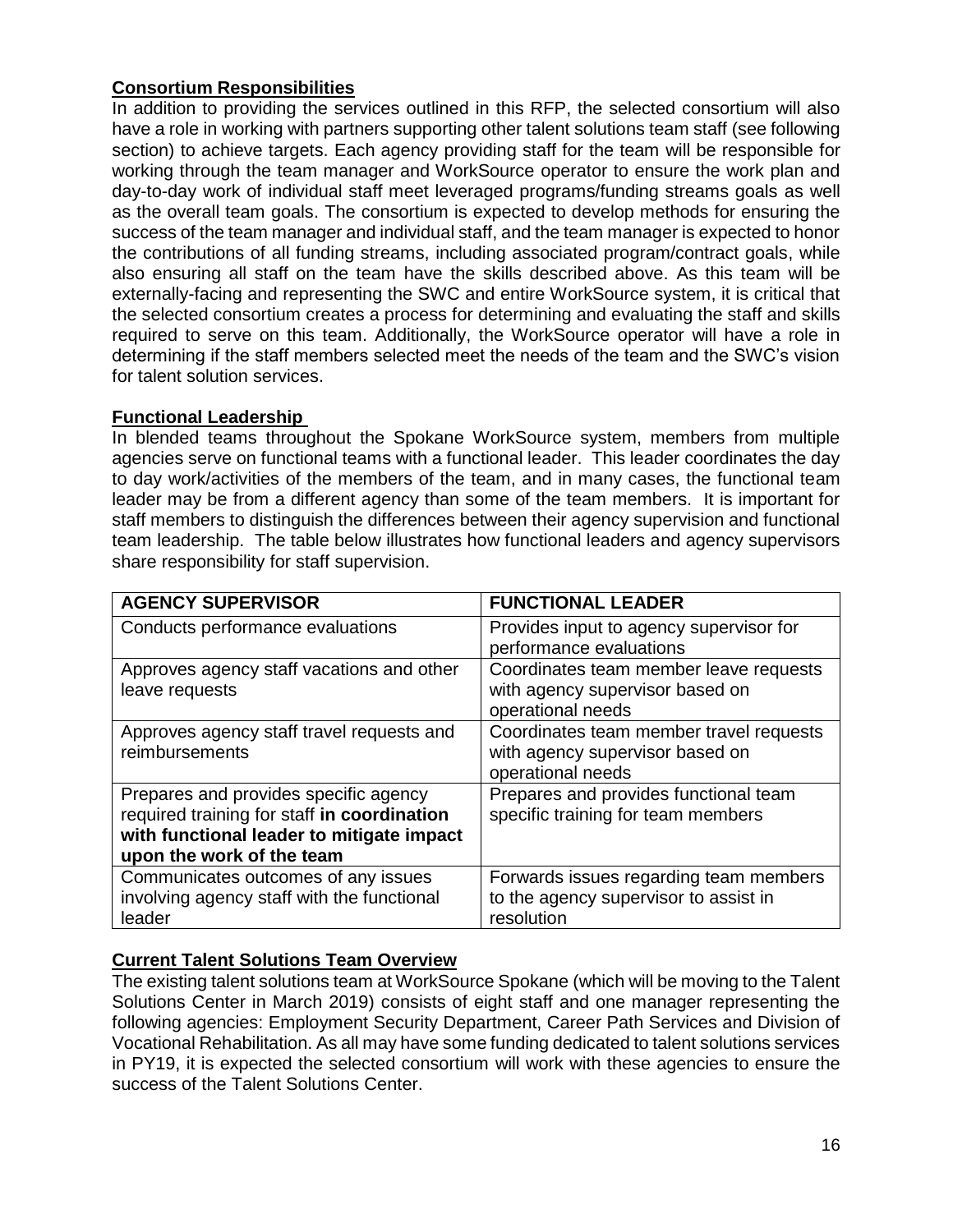## Consortium Responsibilities

In addition to providing the services outlined in this RFP, the selected consortium will also have a role in working with partners supporting other talent solutions team staff (see following section) to achieve targets. Each agency providing staff for the team will be responsible for working through the team manager and WorkSource operator to ensure the work plan and day-to-day work of individual staff meet leveraged programs/funding streams goals as well as the overall team goals. The consortium is expected to develop methods for ensuring the success of the team manager and individual staff, and the team manager is expected to honor the contributions of all funding streams, including associated program/contract goals, while also ensuring all staff on the team have the skills described above. As this team will be externally-facing and representing the SWC and entire WorkSource system, it is critical that the selected consortium creates a process for determining and evaluating the staff and skills required to serve on this team. Additionally, the WorkSource operator will have a role in determining if the staff members selected meet the needs of the team and the SWC's vision for talent solution services.

## Functional Leadership

In blended teams throughout the Spokane WorkSource system, members from multiple agencies serve on functional teams with a functional leader. This leader coordinates the day to day work/activities of the members of the team, and in many cases, the functional team leader may be from a different agency than some of the team members. It is important for staff members to distinguish the differences between their agency supervision and functional team leadership. The table below illustrates how functional leaders and agency supervisors share responsibility for staff supervision.

| AGENCY SUPERVISOR | FUNCTIONAL LEADER |
|---|---|
| Conducts performance evaluations | Provides input to agency supervisor for performance evaluations |
| Approves agency staff vacations and other leave requests | Coordinates team member leave requests with agency supervisor based on operational needs |
| Approves agency staff travel requests and reimbursements | Coordinates team member travel requests with agency supervisor based on operational needs |
| Prepares and provides specific agency required training for staff **in coordination with functional leader to mitigate impact upon the work of the team** | Prepares and provides functional team specific training for team members |
| Communicates outcomes of any issues involving agency staff with the functional leader | Forwards issues regarding team members to the agency supervisor to assist in resolution |

## Current Talent Solutions Team Overview

The existing talent solutions team at WorkSource Spokane (which will be moving to the Talent Solutions Center in March 2019) consists of eight staff and one manager representing the following agencies: Employment Security Department, Career Path Services and Division of Vocational Rehabilitation. As all may have some funding dedicated to talent solutions services in PY19, it is expected the selected consortium will work with these agencies to ensure the success of the Talent Solutions Center.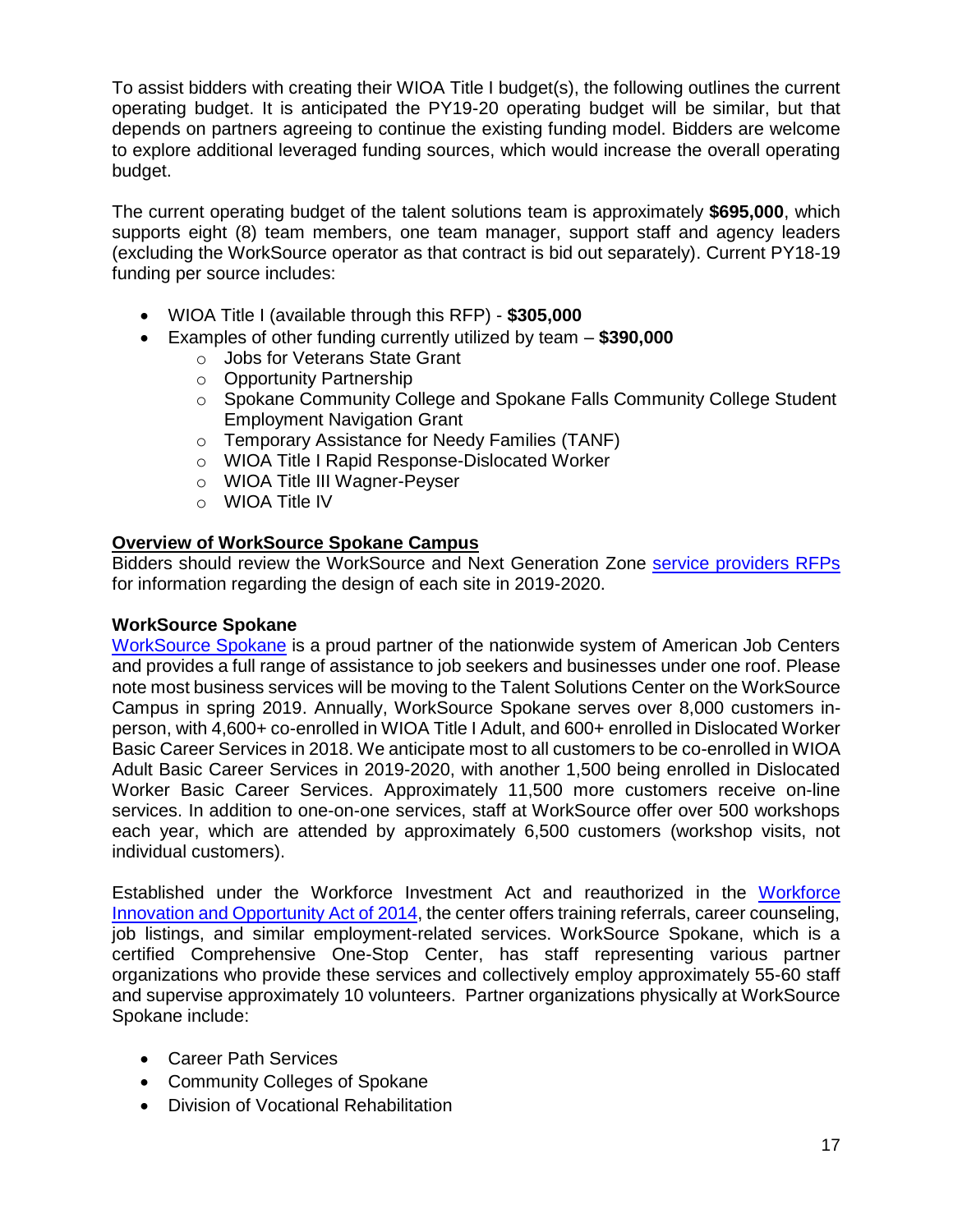To assist bidders with creating their WIOA Title I budget(s), the following outlines the current operating budget. It is anticipated the PY19-20 operating budget will be similar, but that depends on partners agreeing to continue the existing funding model. Bidders are welcome to explore additional leveraged funding sources, which would increase the overall operating budget.

The current operating budget of the talent solutions team is approximately **$695,000**, which supports eight (8) team members, one team manager, support staff and agency leaders (excluding the WorkSource operator as that contract is bid out separately). Current PY18-19 funding per source includes:

- WIOA Title I (available through this RFP) - **$305,000**
- Examples of other funding currently utilized by team – **$390,000**
  - Jobs for Veterans State Grant
  - Opportunity Partnership
  - Spokane Community College and Spokane Falls Community College Student Employment Navigation Grant
  - Temporary Assistance for Needy Families (TANF)
  - WIOA Title I Rapid Response-Dislocated Worker
  - WIOA Title III Wagner-Peyser
  - WIOA Title IV

**Overview of WorkSource Spokane Campus**

Bidders should review the WorkSource and Next Generation Zone service providers RFPs for information regarding the design of each site in 2019-2020.

**WorkSource Spokane**

WorkSource Spokane is a proud partner of the nationwide system of American Job Centers and provides a full range of assistance to job seekers and businesses under one roof. Please note most business services will be moving to the Talent Solutions Center on the WorkSource Campus in spring 2019. Annually, WorkSource Spokane serves over 8,000 customers in-person, with 4,600+ co-enrolled in WIOA Title I Adult, and 600+ enrolled in Dislocated Worker Basic Career Services in 2018. We anticipate most to all customers to be co-enrolled in WIOA Adult Basic Career Services in 2019-2020, with another 1,500 being enrolled in Dislocated Worker Basic Career Services. Approximately 11,500 more customers receive on-line services. In addition to one-on-one services, staff at WorkSource offer over 500 workshops each year, which are attended by approximately 6,500 customers (workshop visits, not individual customers).

Established under the Workforce Investment Act and reauthorized in the Workforce Innovation and Opportunity Act of 2014, the center offers training referrals, career counseling, job listings, and similar employment-related services. WorkSource Spokane, which is a certified Comprehensive One-Stop Center, has staff representing various partner organizations who provide these services and collectively employ approximately 55-60 staff and supervise approximately 10 volunteers. Partner organizations physically at WorkSource Spokane include:

- Career Path Services
- Community Colleges of Spokane
- Division of Vocational Rehabilitation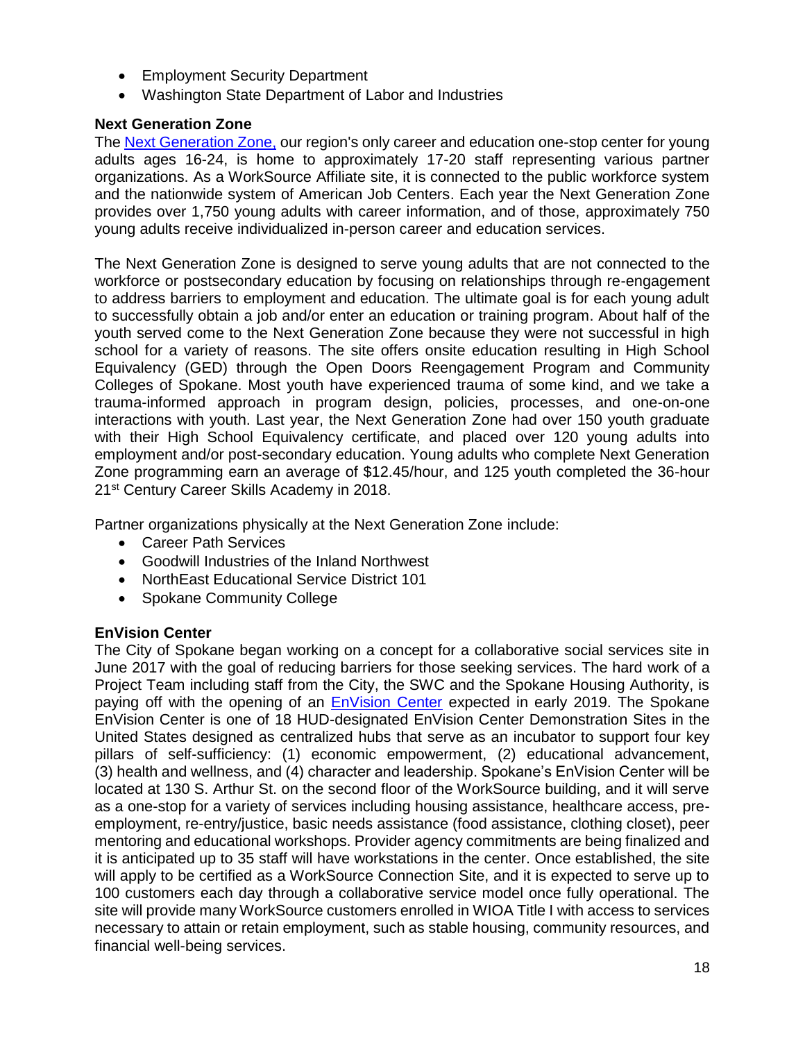- Employment Security Department
- Washington State Department of Labor and Industries

**Next Generation Zone**

The Next Generation Zone, our region's only career and education one-stop center for young adults ages 16-24, is home to approximately 17-20 staff representing various partner organizations. As a WorkSource Affiliate site, it is connected to the public workforce system and the nationwide system of American Job Centers. Each year the Next Generation Zone provides over 1,750 young adults with career information, and of those, approximately 750 young adults receive individualized in-person career and education services.

The Next Generation Zone is designed to serve young adults that are not connected to the workforce or postsecondary education by focusing on relationships through re-engagement to address barriers to employment and education. The ultimate goal is for each young adult to successfully obtain a job and/or enter an education or training program. About half of the youth served come to the Next Generation Zone because they were not successful in high school for a variety of reasons. The site offers onsite education resulting in High School Equivalency (GED) through the Open Doors Reengagement Program and Community Colleges of Spokane. Most youth have experienced trauma of some kind, and we take a trauma-informed approach in program design, policies, processes, and one-on-one interactions with youth. Last year, the Next Generation Zone had over 150 youth graduate with their High School Equivalency certificate, and placed over 120 young adults into employment and/or post-secondary education. Young adults who complete Next Generation Zone programming earn an average of $12.45/hour, and 125 youth completed the 36-hour 21st Century Career Skills Academy in 2018.

Partner organizations physically at the Next Generation Zone include:

- Career Path Services
- Goodwill Industries of the Inland Northwest
- NorthEast Educational Service District 101
- Spokane Community College

**EnVision Center**

The City of Spokane began working on a concept for a collaborative social services site in June 2017 with the goal of reducing barriers for those seeking services. The hard work of a Project Team including staff from the City, the SWC and the Spokane Housing Authority, is paying off with the opening of an EnVision Center expected in early 2019. The Spokane EnVision Center is one of 18 HUD-designated EnVision Center Demonstration Sites in the United States designed as centralized hubs that serve as an incubator to support four key pillars of self-sufficiency: (1) economic empowerment, (2) educational advancement, (3) health and wellness, and (4) character and leadership. Spokane's EnVision Center will be located at 130 S. Arthur St. on the second floor of the WorkSource building, and it will serve as a one-stop for a variety of services including housing assistance, healthcare access, pre-employment, re-entry/justice, basic needs assistance (food assistance, clothing closet), peer mentoring and educational workshops. Provider agency commitments are being finalized and it is anticipated up to 35 staff will have workstations in the center. Once established, the site will apply to be certified as a WorkSource Connection Site, and it is expected to serve up to 100 customers each day through a collaborative service model once fully operational. The site will provide many WorkSource customers enrolled in WIOA Title I with access to services necessary to attain or retain employment, such as stable housing, community resources, and financial well-being services.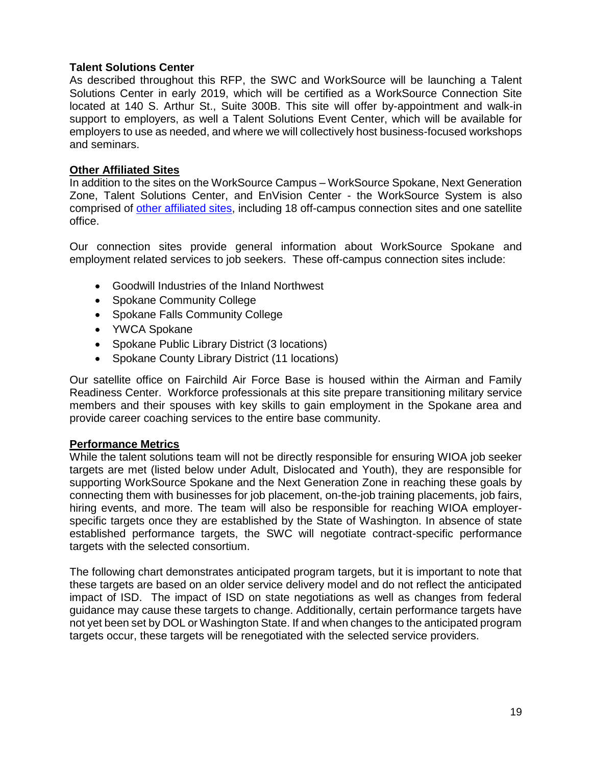**Talent Solutions Center**

As described throughout this RFP, the SWC and WorkSource will be launching a Talent Solutions Center in early 2019, which will be certified as a WorkSource Connection Site located at 140 S. Arthur St., Suite 300B. This site will offer by-appointment and walk-in support to employers, as well a Talent Solutions Event Center, which will be available for employers to use as needed, and where we will collectively host business-focused workshops and seminars.

**Other Affiliated Sites**

In addition to the sites on the WorkSource Campus – WorkSource Spokane, Next Generation Zone, Talent Solutions Center, and EnVision Center - the WorkSource System is also comprised of other affiliated sites, including 18 off-campus connection sites and one satellite office.

Our connection sites provide general information about WorkSource Spokane and employment related services to job seekers. These off-campus connection sites include:

- Goodwill Industries of the Inland Northwest
- Spokane Community College
- Spokane Falls Community College
- YWCA Spokane
- Spokane Public Library District (3 locations)
- Spokane County Library District (11 locations)

Our satellite office on Fairchild Air Force Base is housed within the Airman and Family Readiness Center. Workforce professionals at this site prepare transitioning military service members and their spouses with key skills to gain employment in the Spokane area and provide career coaching services to the entire base community.

**Performance Metrics**

While the talent solutions team will not be directly responsible for ensuring WIOA job seeker targets are met (listed below under Adult, Dislocated and Youth), they are responsible for supporting WorkSource Spokane and the Next Generation Zone in reaching these goals by connecting them with businesses for job placement, on-the-job training placements, job fairs, hiring events, and more. The team will also be responsible for reaching WIOA employer-specific targets once they are established by the State of Washington. In absence of state established performance targets, the SWC will negotiate contract-specific performance targets with the selected consortium.

The following chart demonstrates anticipated program targets, but it is important to note that these targets are based on an older service delivery model and do not reflect the anticipated impact of ISD. The impact of ISD on state negotiations as well as changes from federal guidance may cause these targets to change. Additionally, certain performance targets have not yet been set by DOL or Washington State. If and when changes to the anticipated program targets occur, these targets will be renegotiated with the selected service providers.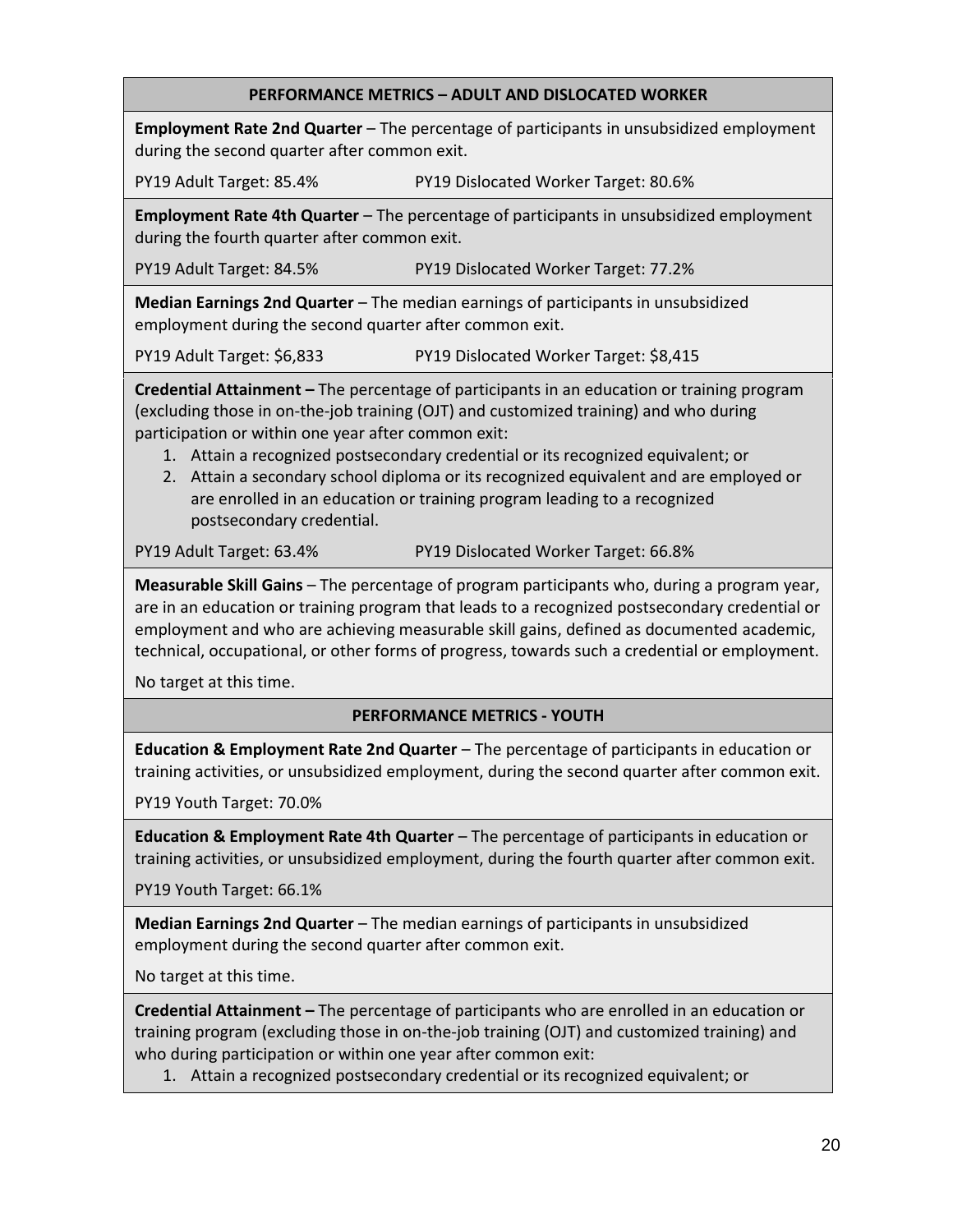### PERFORMANCE METRICS – ADULT AND DISLOCATED WORKER

**Employment Rate 2nd Quarter** – The percentage of participants in unsubsidized employment during the second quarter after common exit.

PY19 Adult Target: 85.4% PY19 Dislocated Worker Target: 80.6%

**Employment Rate 4th Quarter** – The percentage of participants in unsubsidized employment during the fourth quarter after common exit.

PY19 Adult Target: 84.5% PY19 Dislocated Worker Target: 77.2%

**Median Earnings 2nd Quarter** – The median earnings of participants in unsubsidized employment during the second quarter after common exit.

PY19 Adult Target: $6,833 PY19 Dislocated Worker Target: $8,415

**Credential Attainment –** The percentage of participants in an education or training program (excluding those in on-the-job training (OJT) and customized training) and who during participation or within one year after common exit:

1. Attain a recognized postsecondary credential or its recognized equivalent; or
2. Attain a secondary school diploma or its recognized equivalent and are employed or are enrolled in an education or training program leading to a recognized postsecondary credential.

PY19 Adult Target: 63.4% PY19 Dislocated Worker Target: 66.8%

**Measurable Skill Gains** – The percentage of program participants who, during a program year, are in an education or training program that leads to a recognized postsecondary credential or employment and who are achieving measurable skill gains, defined as documented academic, technical, occupational, or other forms of progress, towards such a credential or employment.

No target at this time.

### PERFORMANCE METRICS - YOUTH

**Education & Employment Rate 2nd Quarter** – The percentage of participants in education or training activities, or unsubsidized employment, during the second quarter after common exit.

PY19 Youth Target: 70.0%

**Education & Employment Rate 4th Quarter** – The percentage of participants in education or training activities, or unsubsidized employment, during the fourth quarter after common exit.

PY19 Youth Target: 66.1%

**Median Earnings 2nd Quarter** – The median earnings of participants in unsubsidized employment during the second quarter after common exit.

No target at this time.

**Credential Attainment –** The percentage of participants who are enrolled in an education or training program (excluding those in on-the-job training (OJT) and customized training) and who during participation or within one year after common exit:

1. Attain a recognized postsecondary credential or its recognized equivalent; or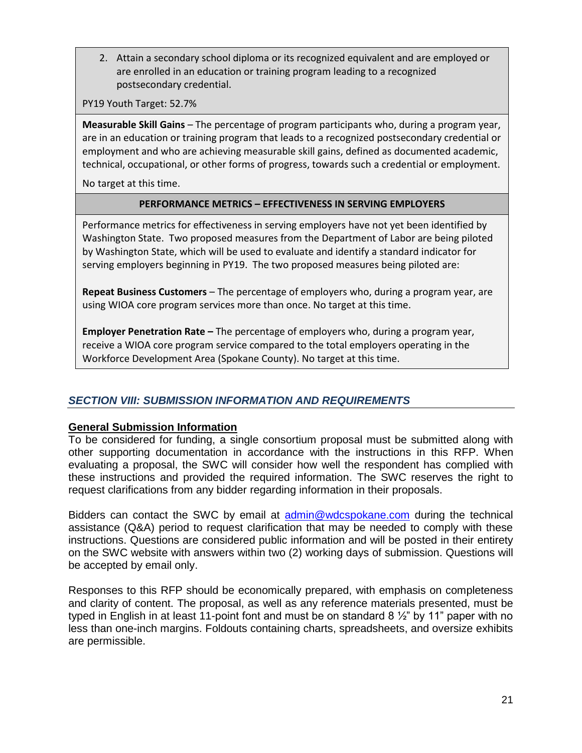2. Attain a secondary school diploma or its recognized equivalent and are employed or are enrolled in an education or training program leading to a recognized postsecondary credential.

PY19 Youth Target: 52.7%

**Measurable Skill Gains** – The percentage of program participants who, during a program year, are in an education or training program that leads to a recognized postsecondary credential or employment and who are achieving measurable skill gains, defined as documented academic, technical, occupational, or other forms of progress, towards such a credential or employment.

No target at this time.

**PERFORMANCE METRICS – EFFECTIVENESS IN SERVING EMPLOYERS**

Performance metrics for effectiveness in serving employers have not yet been identified by Washington State. Two proposed measures from the Department of Labor are being piloted by Washington State, which will be used to evaluate and identify a standard indicator for serving employers beginning in PY19. The two proposed measures being piloted are:

**Repeat Business Customers** – The percentage of employers who, during a program year, are using WIOA core program services more than once. No target at this time.

**Employer Penetration Rate –** The percentage of employers who, during a program year, receive a WIOA core program service compared to the total employers operating in the Workforce Development Area (Spokane County). No target at this time.

## *SECTION VIII: SUBMISSION INFORMATION AND REQUIREMENTS*

### General Submission Information

To be considered for funding, a single consortium proposal must be submitted along with other supporting documentation in accordance with the instructions in this RFP. When evaluating a proposal, the SWC will consider how well the respondent has complied with these instructions and provided the required information. The SWC reserves the right to request clarifications from any bidder regarding information in their proposals.

Bidders can contact the SWC by email at admin@wdcspokane.com during the technical assistance (Q&A) period to request clarification that may be needed to comply with these instructions. Questions are considered public information and will be posted in their entirety on the SWC website with answers within two (2) working days of submission. Questions will be accepted by email only.

Responses to this RFP should be economically prepared, with emphasis on completeness and clarity of content. The proposal, as well as any reference materials presented, must be typed in English in at least 11-point font and must be on standard 8 ½" by 11" paper with no less than one-inch margins. Foldouts containing charts, spreadsheets, and oversize exhibits are permissible.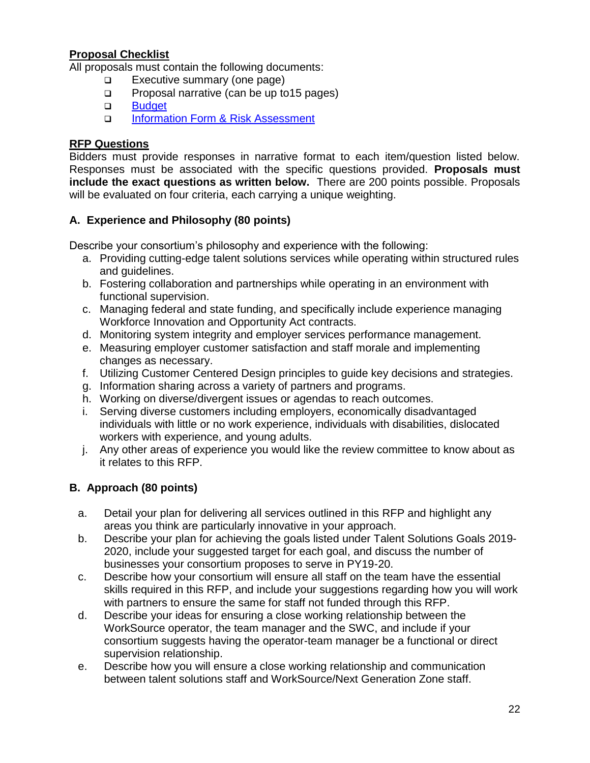**<u>Proposal Checklist</u>**

All proposals must contain the following documents:

- ❑ Executive summary (one page)
- ❑ Proposal narrative (can be up to15 pages)
- ❑ [Budget]
- ❑ [Information Form & Risk Assessment]

**<u>RFP Questions</u>**

Bidders must provide responses in narrative format to each item/question listed below. Responses must be associated with the specific questions provided. **Proposals must include the exact questions as written below.** There are 200 points possible. Proposals will be evaluated on four criteria, each carrying a unique weighting.

### A. Experience and Philosophy (80 points)

Describe your consortium's philosophy and experience with the following:

a. Providing cutting-edge talent solutions services while operating within structured rules and guidelines.
b. Fostering collaboration and partnerships while operating in an environment with functional supervision.
c. Managing federal and state funding, and specifically include experience managing Workforce Innovation and Opportunity Act contracts.
d. Monitoring system integrity and employer services performance management.
e. Measuring employer customer satisfaction and staff morale and implementing changes as necessary.
f. Utilizing Customer Centered Design principles to guide key decisions and strategies.
g. Information sharing across a variety of partners and programs.
h. Working on diverse/divergent issues or agendas to reach outcomes.
i. Serving diverse customers including employers, economically disadvantaged individuals with little or no work experience, individuals with disabilities, dislocated workers with experience, and young adults.
j. Any other areas of experience you would like the review committee to know about as it relates to this RFP.

### B. Approach (80 points)

a. Detail your plan for delivering all services outlined in this RFP and highlight any areas you think are particularly innovative in your approach.
b. Describe your plan for achieving the goals listed under Talent Solutions Goals 2019-2020, include your suggested target for each goal, and discuss the number of businesses your consortium proposes to serve in PY19-20.
c. Describe how your consortium will ensure all staff on the team have the essential skills required in this RFP, and include your suggestions regarding how you will work with partners to ensure the same for staff not funded through this RFP.
d. Describe your ideas for ensuring a close working relationship between the WorkSource operator, the team manager and the SWC, and include if your consortium suggests having the operator-team manager be a functional or direct supervision relationship.
e. Describe how you will ensure a close working relationship and communication between talent solutions staff and WorkSource/Next Generation Zone staff.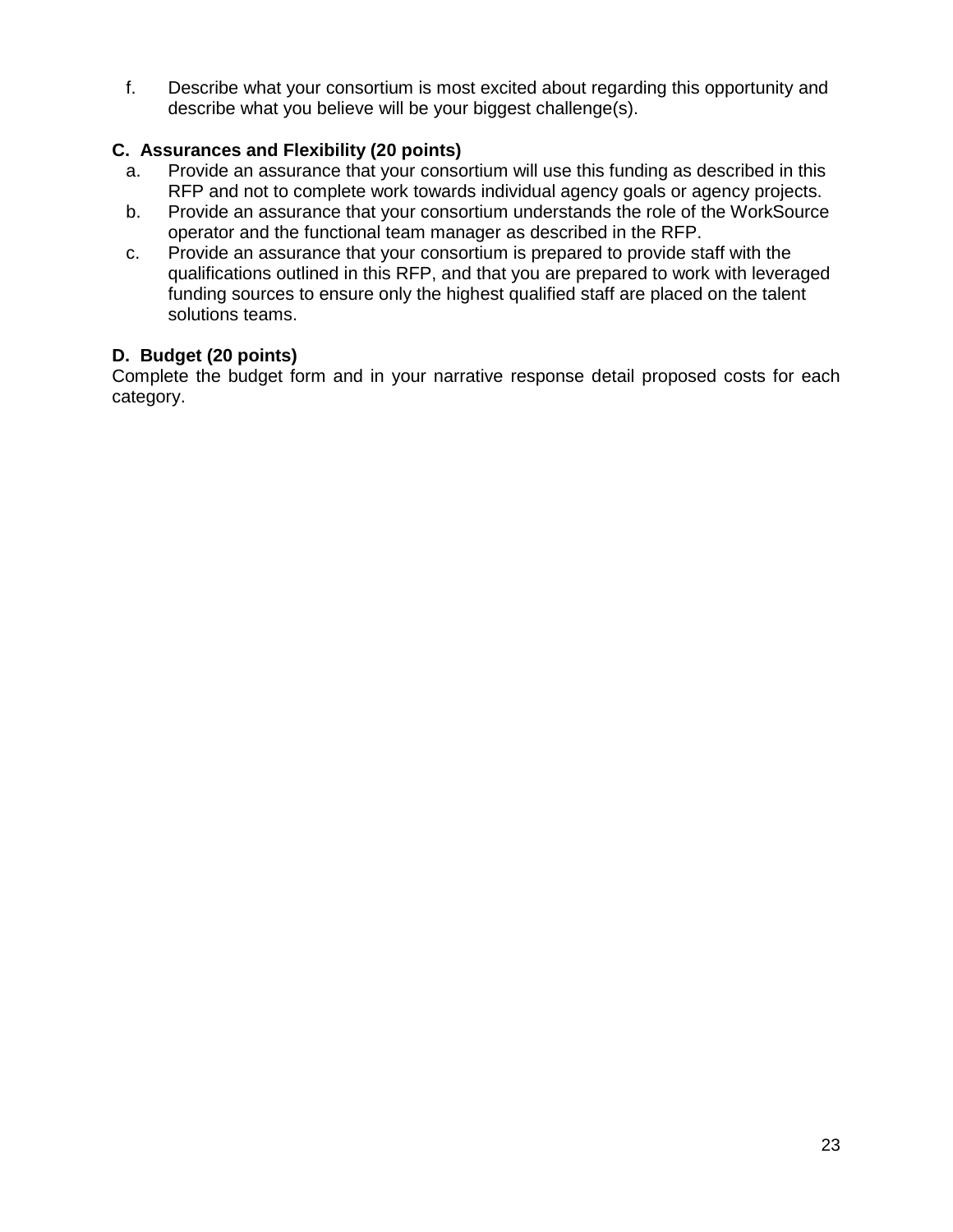f. Describe what your consortium is most excited about regarding this opportunity and describe what you believe will be your biggest challenge(s).

**C. Assurances and Flexibility (20 points)**

a. Provide an assurance that your consortium will use this funding as described in this RFP and not to complete work towards individual agency goals or agency projects.
b. Provide an assurance that your consortium understands the role of the WorkSource operator and the functional team manager as described in the RFP.
c. Provide an assurance that your consortium is prepared to provide staff with the qualifications outlined in this RFP, and that you are prepared to work with leveraged funding sources to ensure only the highest qualified staff are placed on the talent solutions teams.

**D. Budget (20 points)**

Complete the budget form and in your narrative response detail proposed costs for each category.